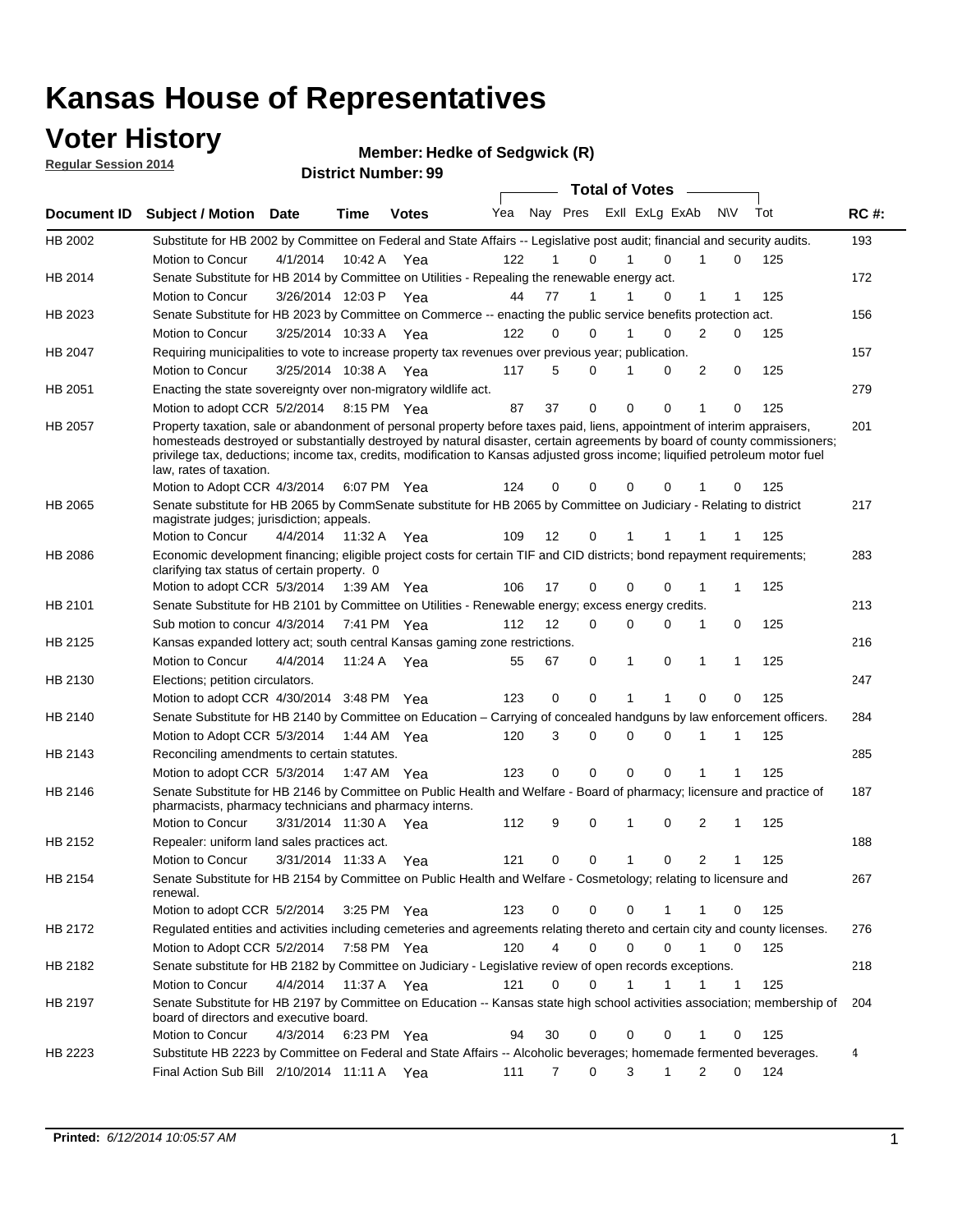# Kansas House of Representatives

## Voter History

**Regular Session 2014**

**Member: Hedke of Sedgwick (R)**

**District Number: 99**

| Document ID | Subject / Motion | Date | Time | Votes | Yea | Nay | Pres | ExII | ExLg | ExAb | N\V | Tot | RC #: |
|---|---|---|---|---|---|---|---|---|---|---|---|---|---|
| HB 2002 | Substitute for HB 2002 by Committee on Federal and State Affairs -- Legislative post audit; financial and security audits. | | | | | | | | | | | | 193 |
| | Motion to Concur | 4/1/2014 | 10:42 A | Yea | 122 | 1 | 0 | 1 | 0 | 1 | 0 | 125 | |
| HB 2014 | Senate Substitute for HB 2014 by Committee on Utilities - Repealing the renewable energy act. | | | | | | | | | | | | 172 |
| | Motion to Concur | 3/26/2014 | 12:03 P | Yea | 44 | 77 | 1 | 1 | 0 | 1 | 1 | 125 | |
| HB 2023 | Senate Substitute for HB 2023 by Committee on Commerce -- enacting the public service benefits protection act. | | | | | | | | | | | | 156 |
| | Motion to Concur | 3/25/2014 | 10:33 A | Yea | 122 | 0 | 0 | 1 | 0 | 2 | 0 | 125 | |
| HB 2047 | Requiring municipalities to vote to increase property tax revenues over previous year; publication. | | | | | | | | | | | | 157 |
| | Motion to Concur | 3/25/2014 | 10:38 A | Yea | 117 | 5 | 0 | 1 | 0 | 2 | 0 | 125 | |
| HB 2051 | Enacting the state sovereignty over non-migratory wildlife act. | | | | | | | | | | | | 279 |
| | Motion to adopt CCR | 5/2/2014 | 8:15 PM | Yea | 87 | 37 | 0 | 0 | 0 | 1 | 0 | 125 | |
| HB 2057 | Property taxation, sale or abandonment of personal property before taxes paid, liens, appointment of interim appraisers, homesteads destroyed or substantially destroyed by natural disaster, certain agreements by board of county commissioners; privilege tax, deductions; income tax, credits, modification to Kansas adjusted gross income; liquified petroleum motor fuel law, rates of taxation. | | | | | | | | | | | | 201 |
| | Motion to Adopt CCR | 4/3/2014 | 6:07 PM | Yea | 124 | 0 | 0 | 0 | 0 | 1 | 0 | 125 | |
| HB 2065 | Senate substitute for HB 2065 by CommSenate substitute for HB 2065 by Committee on Judiciary - Relating to district magistrate judges; jurisdiction; appeals. | | | | | | | | | | | | 217 |
| | Motion to Concur | 4/4/2014 | 11:32 A | Yea | 109 | 12 | 0 | 1 | 1 | 1 | 1 | 125 | |
| HB 2086 | Economic development financing; eligible project costs for certain TIF and CID districts; bond repayment requirements; clarifying tax status of certain property. 0 | | | | | | | | | | | | 283 |
| | Motion to adopt CCR | 5/3/2014 | 1:39 AM | Yea | 106 | 17 | 0 | 0 | 0 | 1 | 1 | 125 | |
| HB 2101 | Senate Substitute for HB 2101 by Committee on Utilities - Renewable energy; excess energy credits. | | | | | | | | | | | | 213 |
| | Sub motion to concur | 4/3/2014 | 7:41 PM | Yea | 112 | 12 | 0 | 0 | 0 | 1 | 0 | 125 | |
| HB 2125 | Kansas expanded lottery act; south central Kansas gaming zone restrictions. | | | | | | | | | | | | 216 |
| | Motion to Concur | 4/4/2014 | 11:24 A | Yea | 55 | 67 | 0 | 1 | 0 | 1 | 1 | 125 | |
| HB 2130 | Elections; petition circulators. | | | | | | | | | | | | 247 |
| | Motion to adopt CCR | 4/30/2014 | 3:48 PM | Yea | 123 | 0 | 0 | 1 | 1 | 0 | 0 | 125 | |
| HB 2140 | Senate Substitute for HB 2140 by Committee on Education – Carrying of concealed handguns by law enforcement officers. | | | | | | | | | | | | 284 |
| | Motion to Adopt CCR | 5/3/2014 | 1:44 AM | Yea | 120 | 3 | 0 | 0 | 0 | 1 | 1 | 125 | |
| HB 2143 | Reconciling amendments to certain statutes. | | | | | | | | | | | | 285 |
| | Motion to adopt CCR | 5/3/2014 | 1:47 AM | Yea | 123 | 0 | 0 | 0 | 0 | 1 | 1 | 125 | |
| HB 2146 | Senate Substitute for HB 2146 by Committee on Public Health and Welfare - Board of pharmacy; licensure and practice of pharmacists, pharmacy technicians and pharmacy interns. | | | | | | | | | | | | 187 |
| | Motion to Concur | 3/31/2014 | 11:30 A | Yea | 112 | 9 | 0 | 1 | 0 | 2 | 1 | 125 | |
| HB 2152 | Repealer: uniform land sales practices act. | | | | | | | | | | | | 188 |
| | Motion to Concur | 3/31/2014 | 11:33 A | Yea | 121 | 0 | 0 | 1 | 0 | 2 | 1 | 125 | |
| HB 2154 | Senate Substitute for HB 2154 by Committee on Public Health and Welfare - Cosmetology; relating to licensure and renewal. | | | | | | | | | | | | 267 |
| | Motion to adopt CCR | 5/2/2014 | 3:25 PM | Yea | 123 | 0 | 0 | 0 | 1 | 1 | 0 | 125 | |
| HB 2172 | Regulated entities and activities including cemeteries and agreements relating thereto and certain city and county licenses. | | | | | | | | | | | | 276 |
| | Motion to Adopt CCR | 5/2/2014 | 7:58 PM | Yea | 120 | 4 | 0 | 0 | 0 | 1 | 0 | 125 | |
| HB 2182 | Senate substitute for HB 2182 by Committee on Judiciary - Legislative review of open records exceptions. | | | | | | | | | | | | 218 |
| | Motion to Concur | 4/4/2014 | 11:37 A | Yea | 121 | 0 | 0 | 1 | 1 | 1 | 1 | 125 | |
| HB 2197 | Senate Substitute for HB 2197 by Committee on Education -- Kansas state high school activities association; membership of board of directors and executive board. | | | | | | | | | | | | 204 |
| | Motion to Concur | 4/3/2014 | 6:23 PM | Yea | 94 | 30 | 0 | 0 | 0 | 1 | 0 | 125 | |
| HB 2223 | Substitute HB 2223 by Committee on Federal and State Affairs -- Alcoholic beverages; homemade fermented beverages. | | | | | | | | | | | | 4 |
| | Final Action Sub Bill | 2/10/2014 | 11:11 A | Yea | 111 | 7 | 0 | 3 | 1 | 2 | 0 | 124 | |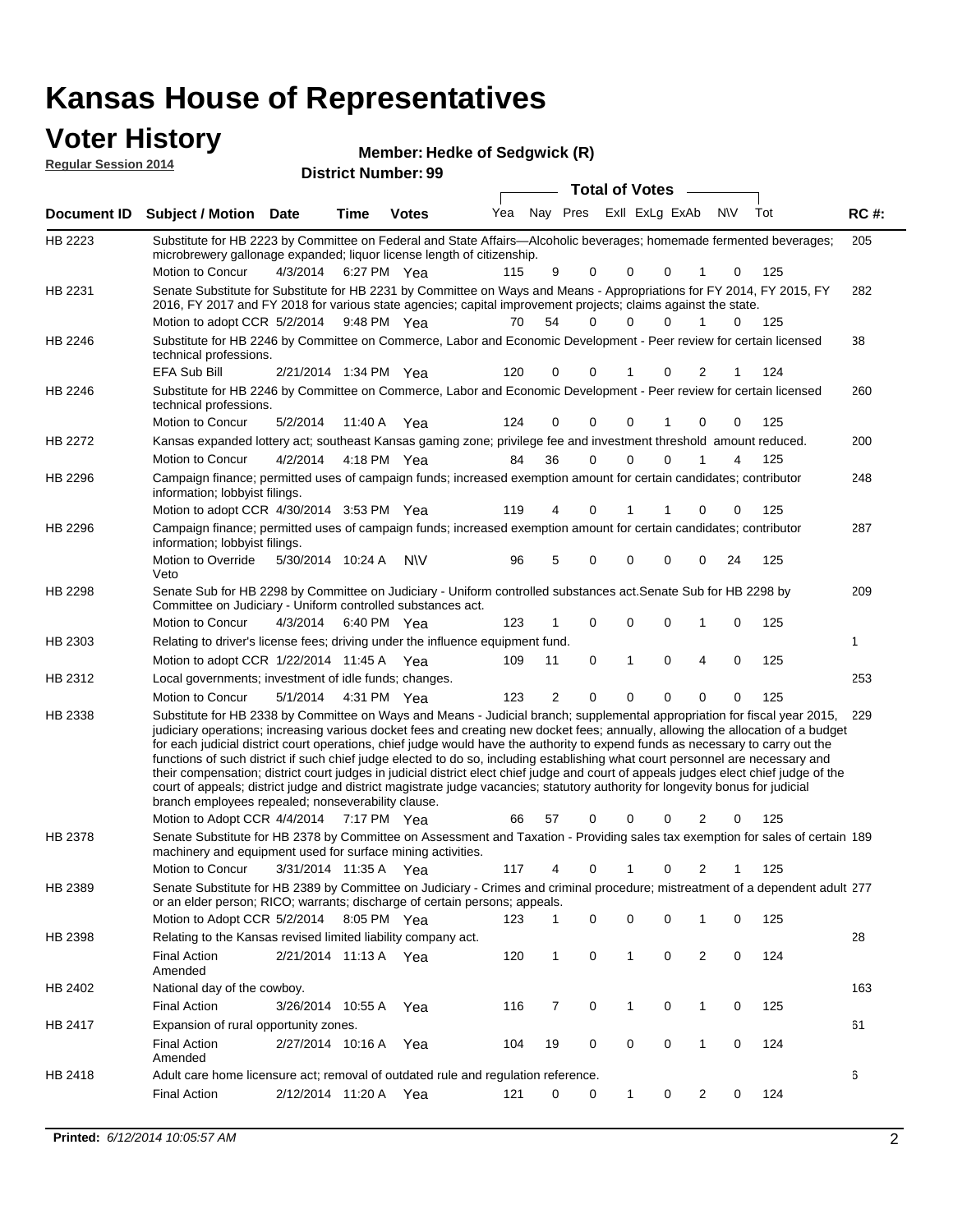# Kansas House of Representatives

## Voter History

**Regular Session 2014**

**Member: Hedke of Sedgwick (R)**

**District Number: 99**

| Document ID | Subject / Motion | Date | Time | Votes | Yea | Nay | Pres | ExII | ExLg | ExAb | N\V | Tot | RC #: |
|---|---|---|---|---|---|---|---|---|---|---|---|---|---|
| HB 2223 | Substitute for HB 2223 by Committee on Federal and State Affairs—Alcoholic beverages; homemade fermented beverages; microbrewery gallonage expanded; liquor license length of citizenship. | | | | | | | | | | | | 205 |
| | Motion to Concur | 4/3/2014 | 6:27 PM | Yea | 115 | 9 | 0 | 0 | 0 | 1 | 0 | 125 | |
| HB 2231 | Senate Substitute for Substitute for HB 2231 by Committee on Ways and Means - Appropriations for FY 2014, FY 2015, FY 2016, FY 2017 and FY 2018 for various state agencies; capital improvement projects; claims against the state. | | | | | | | | | | | | 282 |
| | Motion to adopt CCR | 5/2/2014 | 9:48 PM | Yea | 70 | 54 | 0 | 0 | 0 | 1 | 0 | 125 | |
| HB 2246 | Substitute for HB 2246 by Committee on Commerce, Labor and Economic Development - Peer review for certain licensed technical professions. | | | | | | | | | | | | 38 |
| | EFA Sub Bill | 2/21/2014 | 1:34 PM | Yea | 120 | 0 | 0 | 1 | 0 | 2 | 1 | 124 | |
| HB 2246 | Substitute for HB 2246 by Committee on Commerce, Labor and Economic Development - Peer review for certain licensed technical professions. | | | | | | | | | | | | 260 |
| | Motion to Concur | 5/2/2014 | 11:40 A | Yea | 124 | 0 | 0 | 0 | 1 | 0 | 0 | 125 | |
| HB 2272 | Kansas expanded lottery act; southeast Kansas gaming zone; privilege fee and investment threshold amount reduced. | | | | | | | | | | | | 200 |
| | Motion to Concur | 4/2/2014 | 4:18 PM | Yea | 84 | 36 | 0 | 0 | 0 | 1 | 4 | 125 | |
| HB 2296 | Campaign finance; permitted uses of campaign funds; increased exemption amount for certain candidates; contributor information; lobbyist filings. | | | | | | | | | | | | 248 |
| | Motion to adopt CCR | 4/30/2014 | 3:53 PM | Yea | 119 | 4 | 0 | 1 | 1 | 0 | 0 | 125 | |
| HB 2296 | Campaign finance; permitted uses of campaign funds; increased exemption amount for certain candidates; contributor information; lobbyist filings. | | | | | | | | | | | | 287 |
| | Motion to Override Veto | 5/30/2014 | 10:24 A | N\V | 96 | 5 | 0 | 0 | 0 | 0 | 24 | 125 | |
| HB 2298 | Senate Sub for HB 2298 by Committee on Judiciary - Uniform controlled substances act.Senate Sub for HB 2298 by Committee on Judiciary - Uniform controlled substances act. | | | | | | | | | | | | 209 |
| | Motion to Concur | 4/3/2014 | 6:40 PM | Yea | 123 | 1 | 0 | 0 | 0 | 1 | 0 | 125 | |
| HB 2303 | Relating to driver's license fees; driving under the influence equipment fund. | | | | | | | | | | | | 1 |
| | Motion to adopt CCR | 1/22/2014 | 11:45 A | Yea | 109 | 11 | 0 | 1 | 0 | 4 | 0 | 125 | |
| HB 2312 | Local governments; investment of idle funds; changes. | | | | | | | | | | | | 253 |
| | Motion to Concur | 5/1/2014 | 4:31 PM | Yea | 123 | 2 | 0 | 0 | 0 | 0 | 0 | 125 | |
| HB 2338 | Substitute for HB 2338 by Committee on Ways and Means - Judicial branch; supplemental appropriation for fiscal year 2015, judiciary operations; increasing various docket fees and creating new docket fees; annually, allowing the allocation of a budget for each judicial district court operations, chief judge would have the authority to expend funds as necessary to carry out the functions of such district if such chief judge elected to do so, including establishing what court personnel are necessary and their compensation; district court judges in judicial district elect chief judge and court of appeals judges elect chief judge of the court of appeals; district judge and district magistrate judge vacancies; statutory authority for longevity bonus for judicial branch employees repealed; nonseverability clause. | | | | | | | | | | | | 229 |
| | Motion to Adopt CCR | 4/4/2014 | 7:17 PM | Yea | 66 | 57 | 0 | 0 | 0 | 2 | 0 | 125 | |
| HB 2378 | Senate Substitute for HB 2378 by Committee on Assessment and Taxation - Providing sales tax exemption for sales of certain machinery and equipment used for surface mining activities. | | | | | | | | | | | | 189 |
| | Motion to Concur | 3/31/2014 | 11:35 A | Yea | 117 | 4 | 0 | 1 | 0 | 2 | 1 | 125 | |
| HB 2389 | Senate Substitute for HB 2389 by Committee on Judiciary - Crimes and criminal procedure; mistreatment of a dependent adult or an elder person; RICO; warrants; discharge of certain persons; appeals. | | | | | | | | | | | | 277 |
| | Motion to Adopt CCR | 5/2/2014 | 8:05 PM | Yea | 123 | 1 | 0 | 0 | 0 | 1 | 0 | 125 | |
| HB 2398 | Relating to the Kansas revised limited liability company act. | | | | | | | | | | | | 28 |
| | Final Action Amended | 2/21/2014 | 11:13 A | Yea | 120 | 1 | 0 | 1 | 0 | 2 | 0 | 124 | |
| HB 2402 | National day of the cowboy. | | | | | | | | | | | | 163 |
| | Final Action | 3/26/2014 | 10:55 A | Yea | 116 | 7 | 0 | 1 | 0 | 1 | 0 | 125 | |
| HB 2417 | Expansion of rural opportunity zones. | | | | | | | | | | | | 61 |
| | Final Action Amended | 2/27/2014 | 10:16 A | Yea | 104 | 19 | 0 | 0 | 0 | 1 | 0 | 124 | |
| HB 2418 | Adult care home licensure act; removal of outdated rule and regulation reference. | | | | | | | | | | | | 6 |
| | Final Action | 2/12/2014 | 11:20 A | Yea | 121 | 0 | 0 | 1 | 0 | 2 | 0 | 124 | |

**Printed:** *6/12/2014 10:05:57 AM*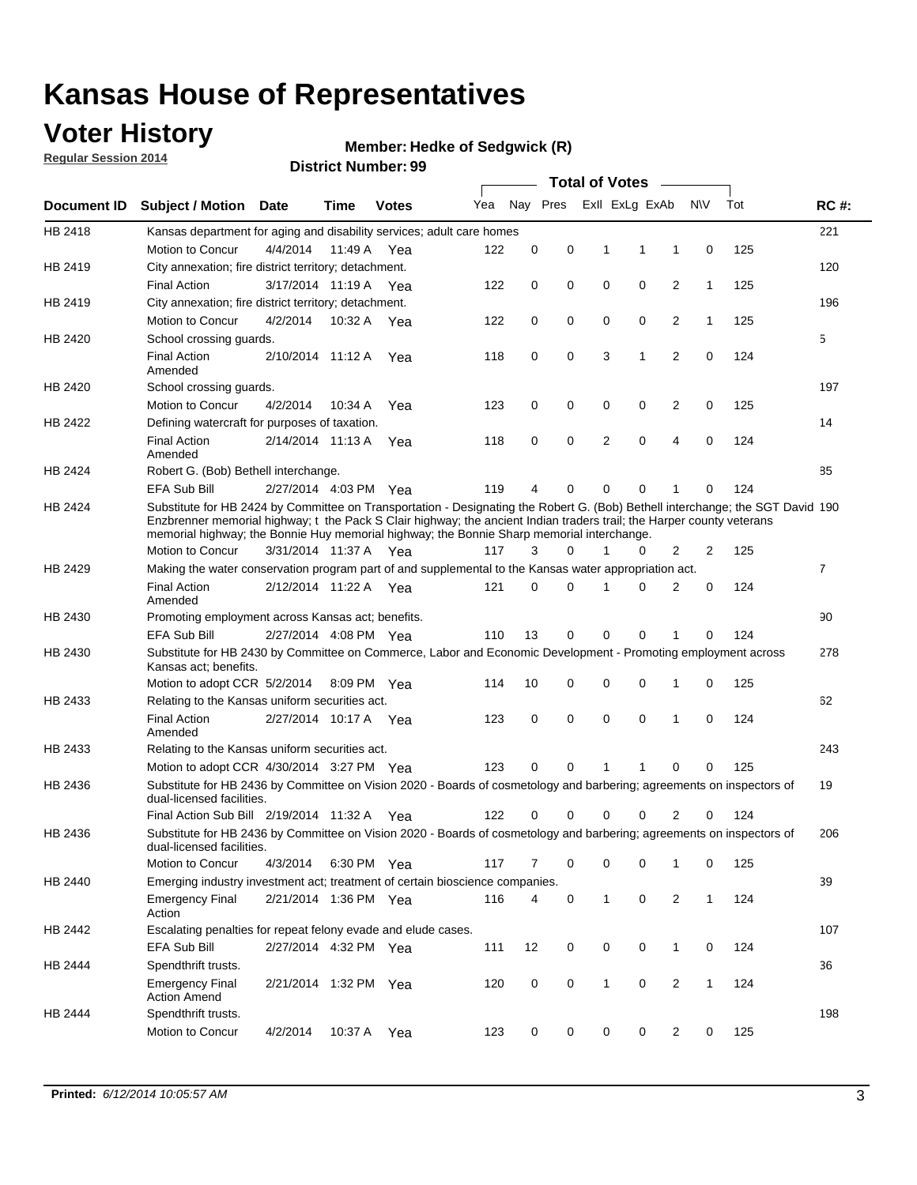# Kansas House of Representatives

## Voter History

**Regular Session 2014**

**Member: Hedke of Sedgwick (R)**

**District Number: 99**

| Document ID | Subject / Motion | Date | Time | Votes | Yea | Nay | Pres | ExII | ExLg | ExAb | N\V | Tot | RC #: |
|---|---|---|---|---|---|---|---|---|---|---|---|---|---|
| HB 2418 | Kansas department for aging and disability services; adult care homes | | | | | | | | | | | | 221 |
| | Motion to Concur | 4/4/2014 | 11:49 A | Yea | 122 | 0 | 0 | 1 | 1 | 1 | 0 | 125 | |
| HB 2419 | City annexation; fire district territory; detachment. | | | | | | | | | | | | 120 |
| | Final Action | 3/17/2014 | 11:19 A | Yea | 122 | 0 | 0 | 0 | 0 | 2 | 1 | 125 | |
| HB 2419 | City annexation; fire district territory; detachment. | | | | | | | | | | | | 196 |
| | Motion to Concur | 4/2/2014 | 10:32 A | Yea | 122 | 0 | 0 | 0 | 0 | 2 | 1 | 125 | |
| HB 2420 | School crossing guards. | | | | | | | | | | | | 5 |
| | Final Action Amended | 2/10/2014 | 11:12 A | Yea | 118 | 0 | 0 | 3 | 1 | 2 | 0 | 124 | |
| HB 2420 | School crossing guards. | | | | | | | | | | | | 197 |
| | Motion to Concur | 4/2/2014 | 10:34 A | Yea | 123 | 0 | 0 | 0 | 0 | 2 | 0 | 125 | |
| HB 2422 | Defining watercraft for purposes of taxation. | | | | | | | | | | | | 14 |
| | Final Action Amended | 2/14/2014 | 11:13 A | Yea | 118 | 0 | 0 | 2 | 0 | 4 | 0 | 124 | |
| HB 2424 | Robert G. (Bob) Bethell interchange. | | | | | | | | | | | | 85 |
| | EFA Sub Bill | 2/27/2014 | 4:03 PM | Yea | 119 | 4 | 0 | 0 | 0 | 1 | 0 | 124 | |
| HB 2424 | Substitute for HB 2424 by Committee on Transportation - Designating the Robert G. (Bob) Bethell interchange; the SGT David Enzbrenner memorial highway; t the Pack S Clair highway; the ancient Indian traders trail; the Harper county veterans memorial highway; the Bonnie Huy memorial highway; the Bonnie Sharp memorial interchange. | | | | | | | | | | | | 190 |
| | Motion to Concur | 3/31/2014 | 11:37 A | Yea | 117 | 3 | 0 | 1 | 0 | 2 | 2 | 125 | |
| HB 2429 | Making the water conservation program part of and supplemental to the Kansas water appropriation act. | | | | | | | | | | | | 7 |
| | Final Action Amended | 2/12/2014 | 11:22 A | Yea | 121 | 0 | 0 | 1 | 0 | 2 | 0 | 124 | |
| HB 2430 | Promoting employment across Kansas act; benefits. | | | | | | | | | | | | 90 |
| | EFA Sub Bill | 2/27/2014 | 4:08 PM | Yea | 110 | 13 | 0 | 0 | 0 | 1 | 0 | 124 | |
| HB 2430 | Substitute for HB 2430 by Committee on Commerce, Labor and Economic Development - Promoting employment across Kansas act; benefits. | | | | | | | | | | | | 278 |
| | Motion to adopt CCR | 5/2/2014 | 8:09 PM | Yea | 114 | 10 | 0 | 0 | 0 | 1 | 0 | 125 | |
| HB 2433 | Relating to the Kansas uniform securities act. | | | | | | | | | | | | 62 |
| | Final Action Amended | 2/27/2014 | 10:17 A | Yea | 123 | 0 | 0 | 0 | 0 | 1 | 0 | 124 | |
| HB 2433 | Relating to the Kansas uniform securities act. | | | | | | | | | | | | 243 |
| | Motion to adopt CCR | 4/30/2014 | 3:27 PM | Yea | 123 | 0 | 0 | 1 | 1 | 0 | 0 | 125 | |
| HB 2436 | Substitute for HB 2436 by Committee on Vision 2020 - Boards of cosmetology and barbering; agreements on inspectors of dual-licensed facilities. | | | | | | | | | | | | 19 |
| | Final Action Sub Bill | 2/19/2014 | 11:32 A | Yea | 122 | 0 | 0 | 0 | 0 | 2 | 0 | 124 | |
| HB 2436 | Substitute for HB 2436 by Committee on Vision 2020 - Boards of cosmetology and barbering; agreements on inspectors of dual-licensed facilities. | | | | | | | | | | | | 206 |
| | Motion to Concur | 4/3/2014 | 6:30 PM | Yea | 117 | 7 | 0 | 0 | 0 | 1 | 0 | 125 | |
| HB 2440 | Emerging industry investment act; treatment of certain bioscience companies. | | | | | | | | | | | | 39 |
| | Emergency Final Action | 2/21/2014 | 1:36 PM | Yea | 116 | 4 | 0 | 1 | 0 | 2 | 1 | 124 | |
| HB 2442 | Escalating penalties for repeat felony evade and elude cases. | | | | | | | | | | | | 107 |
| | EFA Sub Bill | 2/27/2014 | 4:32 PM | Yea | 111 | 12 | 0 | 0 | 0 | 1 | 0 | 124 | |
| HB 2444 | Spendthrift trusts. | | | | | | | | | | | | 36 |
| | Emergency Final Action Amend | 2/21/2014 | 1:32 PM | Yea | 120 | 0 | 0 | 1 | 0 | 2 | 1 | 124 | |
| HB 2444 | Spendthrift trusts. | | | | | | | | | | | | 198 |
| | Motion to Concur | 4/2/2014 | 10:37 A | Yea | 123 | 0 | 0 | 0 | 0 | 2 | 0 | 125 | |

**Printed:** *6/12/2014 10:05:57 AM*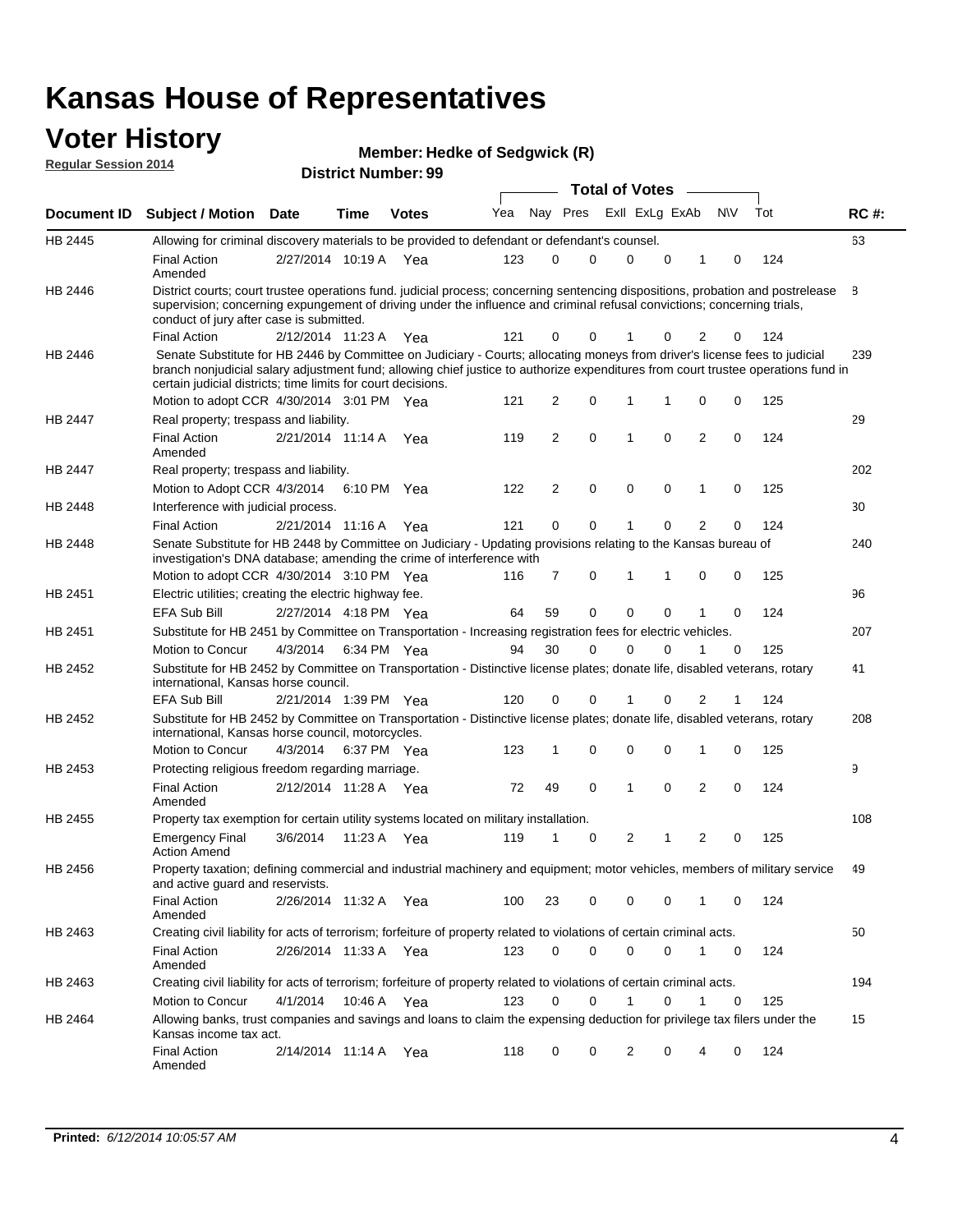# Kansas House of Representatives

## Voter History

**Regular Session 2014**

**Member: Hedke of Sedgwick (R)**

**District Number: 99**

| Document ID | Subject / Motion | Date | Time | Votes | Yea | Nay | Pres | ExII | ExLg | ExAb | N\V | Tot | RC #: |
|---|---|---|---|---|---|---|---|---|---|---|---|---|---|
| HB 2445 | Allowing for criminal discovery materials to be provided to defendant or defendant's counsel. | | | | | | | | | | | | 63 |
| | Final Action Amended | 2/27/2014 | 10:19 A | Yea | 123 | 0 | 0 | 0 | 0 | 1 | 0 | 124 | |
| HB 2446 | District courts; court trustee operations fund. judicial process; concerning sentencing dispositions, probation and postrelease supervision; concerning expungement of driving under the influence and criminal refusal convictions; concerning trials, conduct of jury after case is submitted. | | | | | | | | | | | | 8 |
| | Final Action | 2/12/2014 | 11:23 A | Yea | 121 | 0 | 0 | 1 | 0 | 2 | 0 | 124 | |
| HB 2446 | Senate Substitute for HB 2446 by Committee on Judiciary - Courts; allocating moneys from driver's license fees to judicial branch nonjudicial salary adjustment fund; allowing chief justice to authorize expenditures from court trustee operations fund in certain judicial districts; time limits for court decisions. | | | | | | | | | | | | 239 |
| | Motion to adopt CCR | 4/30/2014 | 3:01 PM | Yea | 121 | 2 | 0 | 1 | 1 | 0 | 0 | 125 | |
| HB 2447 | Real property; trespass and liability. | | | | | | | | | | | | 29 |
| | Final Action Amended | 2/21/2014 | 11:14 A | Yea | 119 | 2 | 0 | 1 | 0 | 2 | 0 | 124 | |
| HB 2447 | Real property; trespass and liability. | | | | | | | | | | | | 202 |
| | Motion to Adopt CCR | 4/3/2014 | 6:10 PM | Yea | 122 | 2 | 0 | 0 | 0 | 1 | 0 | 125 | |
| HB 2448 | Interference with judicial process. | | | | | | | | | | | | 30 |
| | Final Action | 2/21/2014 | 11:16 A | Yea | 121 | 0 | 0 | 1 | 0 | 2 | 0 | 124 | |
| HB 2448 | Senate Substitute for HB 2448 by Committee on Judiciary - Updating provisions relating to the Kansas bureau of investigation's DNA database; amending the crime of interference with | | | | | | | | | | | | 240 |
| | Motion to adopt CCR | 4/30/2014 | 3:10 PM | Yea | 116 | 7 | 0 | 1 | 1 | 0 | 0 | 125 | |
| HB 2451 | Electric utilities; creating the electric highway fee. | | | | | | | | | | | | 96 |
| | EFA Sub Bill | 2/27/2014 | 4:18 PM | Yea | 64 | 59 | 0 | 0 | 0 | 1 | 0 | 124 | |
| HB 2451 | Substitute for HB 2451 by Committee on Transportation - Increasing registration fees for electric vehicles. | | | | | | | | | | | | 207 |
| | Motion to Concur | 4/3/2014 | 6:34 PM | Yea | 94 | 30 | 0 | 0 | 0 | 1 | 0 | 125 | |
| HB 2452 | Substitute for HB 2452 by Committee on Transportation - Distinctive license plates; donate life, disabled veterans, rotary international, Kansas horse council. | | | | | | | | | | | | 41 |
| | EFA Sub Bill | 2/21/2014 | 1:39 PM | Yea | 120 | 0 | 0 | 1 | 0 | 2 | 1 | 124 | |
| HB 2452 | Substitute for HB 2452 by Committee on Transportation - Distinctive license plates; donate life, disabled veterans, rotary international, Kansas horse council, motorcycles. | | | | | | | | | | | | 208 |
| | Motion to Concur | 4/3/2014 | 6:37 PM | Yea | 123 | 1 | 0 | 0 | 0 | 1 | 0 | 125 | |
| HB 2453 | Protecting religious freedom regarding marriage. | | | | | | | | | | | | 9 |
| | Final Action Amended | 2/12/2014 | 11:28 A | Yea | 72 | 49 | 0 | 1 | 0 | 2 | 0 | 124 | |
| HB 2455 | Property tax exemption for certain utility systems located on military installation. | | | | | | | | | | | | 108 |
| | Emergency Final Action Amend | 3/6/2014 | 11:23 A | Yea | 119 | 1 | 0 | 2 | 1 | 2 | 0 | 125 | |
| HB 2456 | Property taxation; defining commercial and industrial machinery and equipment; motor vehicles, members of military service and active guard and reservists. | | | | | | | | | | | | 49 |
| | Final Action Amended | 2/26/2014 | 11:32 A | Yea | 100 | 23 | 0 | 0 | 0 | 1 | 0 | 124 | |
| HB 2463 | Creating civil liability for acts of terrorism; forfeiture of property related to violations of certain criminal acts. | | | | | | | | | | | | 50 |
| | Final Action Amended | 2/26/2014 | 11:33 A | Yea | 123 | 0 | 0 | 0 | 0 | 1 | 0 | 124 | |
| HB 2463 | Creating civil liability for acts of terrorism; forfeiture of property related to violations of certain criminal acts. | | | | | | | | | | | | 194 |
| | Motion to Concur | 4/1/2014 | 10:46 A | Yea | 123 | 0 | 0 | 1 | 0 | 1 | 0 | 125 | |
| HB 2464 | Allowing banks, trust companies and savings and loans to claim the expensing deduction for privilege tax filers under the Kansas income tax act. | | | | | | | | | | | | 15 |
| | Final Action Amended | 2/14/2014 | 11:14 A | Yea | 118 | 0 | 0 | 2 | 0 | 4 | 0 | 124 | |

**Printed:** *6/12/2014 10:05:57 AM*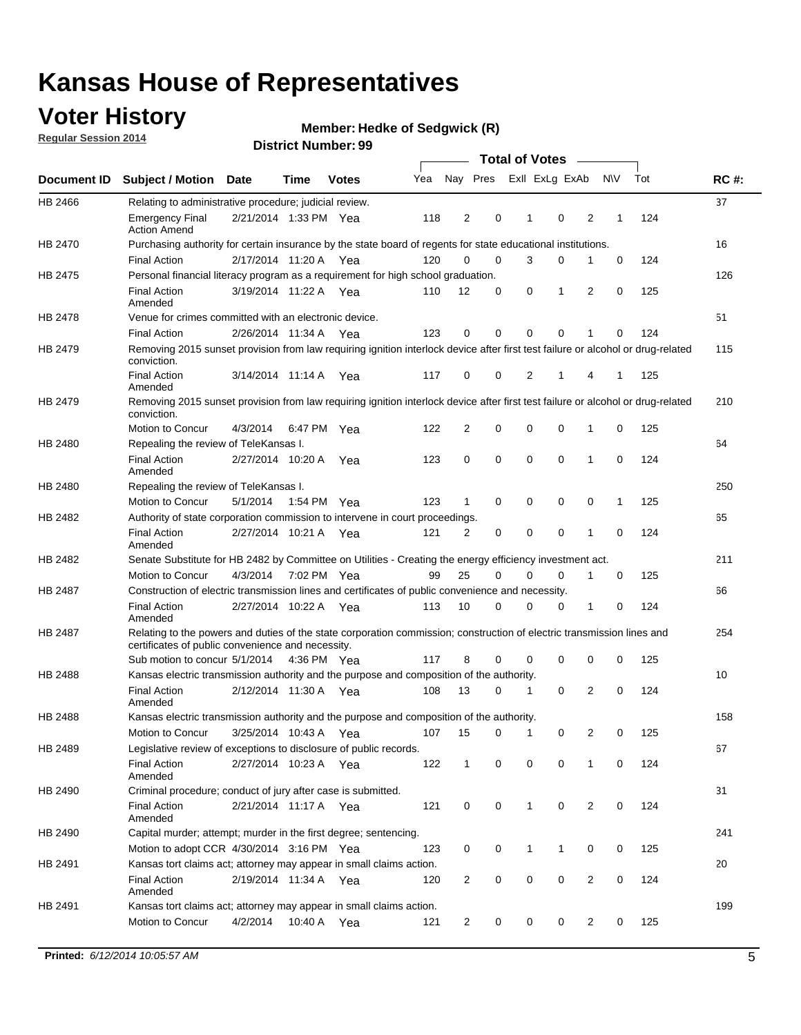# Kansas House of Representatives

## Voter History

**Regular Session 2014**

**Member: Hedke of Sedgwick (R)**

**District Number: 99**

| Document ID | Subject / Motion | Date | Time | Votes | Yea | Nay | Pres | ExII | ExLg | ExAb | N\V | Tot | RC #: |
|---|---|---|---|---|---|---|---|---|---|---|---|---|---|
| HB 2466 | Relating to administrative procedure; judicial review. | | | | | | | | | | | | 37 |
| | Emergency Final Action Amend | 2/21/2014 | 1:33 PM | Yea | 118 | 2 | 0 | 1 | 0 | 2 | 1 | 124 | |
| HB 2470 | Purchasing authority for certain insurance by the state board of regents for state educational institutions. | | | | | | | | | | | | 16 |
| | Final Action | 2/17/2014 | 11:20 A | Yea | 120 | 0 | 0 | 3 | 0 | 1 | 0 | 124 | |
| HB 2475 | Personal financial literacy program as a requirement for high school graduation. | | | | | | | | | | | | 126 |
| | Final Action Amended | 3/19/2014 | 11:22 A | Yea | 110 | 12 | 0 | 0 | 1 | 2 | 0 | 125 | |
| HB 2478 | Venue for crimes committed with an electronic device. | | | | | | | | | | | | 51 |
| | Final Action | 2/26/2014 | 11:34 A | Yea | 123 | 0 | 0 | 0 | 0 | 1 | 0 | 124 | |
| HB 2479 | Removing 2015 sunset provision from law requiring ignition interlock device after first test failure or alcohol or drug-related conviction. | | | | | | | | | | | | 115 |
| | Final Action Amended | 3/14/2014 | 11:14 A | Yea | 117 | 0 | 0 | 2 | 1 | 4 | 1 | 125 | |
| HB 2479 | Removing 2015 sunset provision from law requiring ignition interlock device after first test failure or alcohol or drug-related conviction. | | | | | | | | | | | | 210 |
| | Motion to Concur | 4/3/2014 | 6:47 PM | Yea | 122 | 2 | 0 | 0 | 0 | 1 | 0 | 125 | |
| HB 2480 | Repealing the review of TeleKansas I. | | | | | | | | | | | | 64 |
| | Final Action Amended | 2/27/2014 | 10:20 A | Yea | 123 | 0 | 0 | 0 | 0 | 1 | 0 | 124 | |
| HB 2480 | Repealing the review of TeleKansas I. | | | | | | | | | | | | 250 |
| | Motion to Concur | 5/1/2014 | 1:54 PM | Yea | 123 | 1 | 0 | 0 | 0 | 0 | 1 | 125 | |
| HB 2482 | Authority of state corporation commission to intervene in court proceedings. | | | | | | | | | | | | 65 |
| | Final Action Amended | 2/27/2014 | 10:21 A | Yea | 121 | 2 | 0 | 0 | 0 | 1 | 0 | 124 | |
| HB 2482 | Senate Substitute for HB 2482 by Committee on Utilities - Creating the energy efficiency investment act. | | | | | | | | | | | | 211 |
| | Motion to Concur | 4/3/2014 | 7:02 PM | Yea | 99 | 25 | 0 | 0 | 0 | 1 | 0 | 125 | |
| HB 2487 | Construction of electric transmission lines and certificates of public convenience and necessity. | | | | | | | | | | | | 66 |
| | Final Action Amended | 2/27/2014 | 10:22 A | Yea | 113 | 10 | 0 | 0 | 0 | 1 | 0 | 124 | |
| HB 2487 | Relating to the powers and duties of the state corporation commission; construction of electric transmission lines and certificates of public convenience and necessity. | | | | | | | | | | | | 254 |
| | Sub motion to concur | 5/1/2014 | 4:36 PM | Yea | 117 | 8 | 0 | 0 | 0 | 0 | 0 | 125 | |
| HB 2488 | Kansas electric transmission authority and the purpose and composition of the authority. | | | | | | | | | | | | 10 |
| | Final Action Amended | 2/12/2014 | 11:30 A | Yea | 108 | 13 | 0 | 1 | 0 | 2 | 0 | 124 | |
| HB 2488 | Kansas electric transmission authority and the purpose and composition of the authority. | | | | | | | | | | | | 158 |
| | Motion to Concur | 3/25/2014 | 10:43 A | Yea | 107 | 15 | 0 | 1 | 0 | 2 | 0 | 125 | |
| HB 2489 | Legislative review of exceptions to disclosure of public records. | | | | | | | | | | | | 67 |
| | Final Action Amended | 2/27/2014 | 10:23 A | Yea | 122 | 1 | 0 | 0 | 0 | 1 | 0 | 124 | |
| HB 2490 | Criminal procedure; conduct of jury after case is submitted. | | | | | | | | | | | | 31 |
| | Final Action Amended | 2/21/2014 | 11:17 A | Yea | 121 | 0 | 0 | 1 | 0 | 2 | 0 | 124 | |
| HB 2490 | Capital murder; attempt; murder in the first degree; sentencing. | | | | | | | | | | | | 241 |
| | Motion to adopt CCR | 4/30/2014 | 3:16 PM | Yea | 123 | 0 | 0 | 1 | 1 | 0 | 0 | 125 | |
| HB 2491 | Kansas tort claims act; attorney may appear in small claims action. | | | | | | | | | | | | 20 |
| | Final Action Amended | 2/19/2014 | 11:34 A | Yea | 120 | 2 | 0 | 0 | 0 | 2 | 0 | 124 | |
| HB 2491 | Kansas tort claims act; attorney may appear in small claims action. | | | | | | | | | | | | 199 |
| | Motion to Concur | 4/2/2014 | 10:40 A | Yea | 121 | 2 | 0 | 0 | 0 | 2 | 0 | 125 | |

**Printed:** *6/12/2014 10:05:57 AM*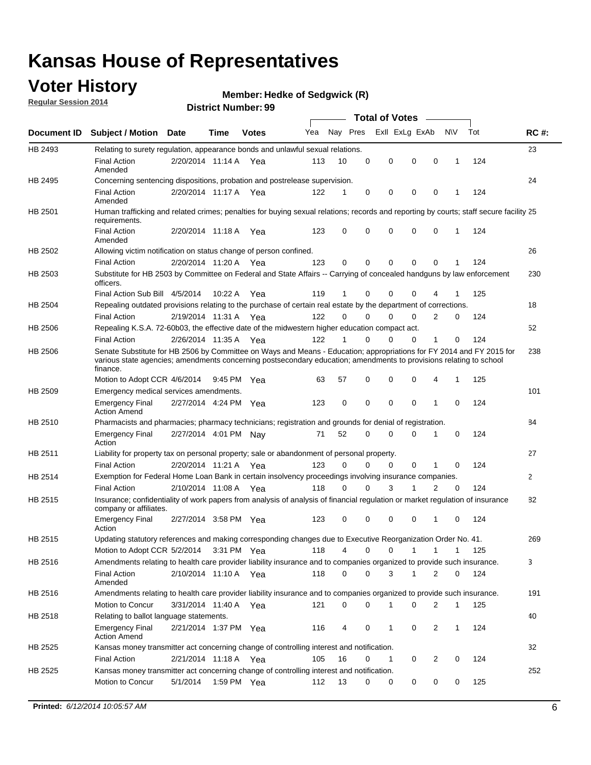# Kansas House of Representatives

## Voter History

**Regular Session 2014**

**Member: Hedke of Sedgwick (R)**

**District Number: 99**

| Document ID | Subject / Motion | Date | Time | Votes | Yea | Nay | Pres | ExII | ExLg | ExAb | N\V | Tot | RC #: |
|---|---|---|---|---|---|---|---|---|---|---|---|---|---|
| HB 2493 | Relating to surety regulation, appearance bonds and unlawful sexual relations. | | | | | | | | | | | | 23 |
| | Final Action Amended | 2/20/2014 | 11:14 A | Yea | 113 | 10 | 0 | 0 | 0 | 0 | 1 | 124 | |
| HB 2495 | Concerning sentencing dispositions, probation and postrelease supervision. | | | | | | | | | | | | 24 |
| | Final Action Amended | 2/20/2014 | 11:17 A | Yea | 122 | 1 | 0 | 0 | 0 | 0 | 1 | 124 | |
| HB 2501 | Human trafficking and related crimes; penalties for buying sexual relations; records and reporting by courts; staff secure facility requirements. | | | | | | | | | | | | 25 |
| | Final Action Amended | 2/20/2014 | 11:18 A | Yea | 123 | 0 | 0 | 0 | 0 | 0 | 1 | 124 | |
| HB 2502 | Allowing victim notification on status change of person confined. | | | | | | | | | | | | 26 |
| | Final Action | 2/20/2014 | 11:20 A | Yea | 123 | 0 | 0 | 0 | 0 | 0 | 1 | 124 | |
| HB 2503 | Substitute for HB 2503 by Committee on Federal and State Affairs -- Carrying of concealed handguns by law enforcement officers. | | | | | | | | | | | | 230 |
| | Final Action Sub Bill | 4/5/2014 | 10:22 A | Yea | 119 | 1 | 0 | 0 | 0 | 4 | 1 | 125 | |
| HB 2504 | Repealing outdated provisions relating to the purchase of certain real estate by the department of corrections. | | | | | | | | | | | | 18 |
| | Final Action | 2/19/2014 | 11:31 A | Yea | 122 | 0 | 0 | 0 | 0 | 2 | 0 | 124 | |
| HB 2506 | Repealing K.S.A. 72-60b03, the effective date of the midwestern higher education compact act. | | | | | | | | | | | | 52 |
| | Final Action | 2/26/2014 | 11:35 A | Yea | 122 | 1 | 0 | 0 | 0 | 1 | 0 | 124 | |
| HB 2506 | Senate Substitute for HB 2506 by Committee on Ways and Means - Education; appropriations for FY 2014 and FY 2015 for various state agencies; amendments concerning postsecondary education; amendments to provisions relating to school finance. | | | | | | | | | | | | 238 |
| | Motion to Adopt CCR | 4/6/2014 | 9:45 PM | Yea | 63 | 57 | 0 | 0 | 0 | 4 | 1 | 125 | |
| HB 2509 | Emergency medical services amendments. | | | | | | | | | | | | 101 |
| | Emergency Final Action Amend | 2/27/2014 | 4:24 PM | Yea | 123 | 0 | 0 | 0 | 0 | 1 | 0 | 124 | |
| HB 2510 | Pharmacists and pharmacies; pharmacy technicians; registration and grounds for denial of registration. | | | | | | | | | | | | 84 |
| | Emergency Final Action | 2/27/2014 | 4:01 PM | Nay | 71 | 52 | 0 | 0 | 0 | 1 | 0 | 124 | |
| HB 2511 | Liability for property tax on personal property; sale or abandonment of personal property. | | | | | | | | | | | | 27 |
| | Final Action | 2/20/2014 | 11:21 A | Yea | 123 | 0 | 0 | 0 | 0 | 1 | 0 | 124 | |
| HB 2514 | Exemption for Federal Home Loan Bank in certain insolvency proceedings involving insurance companies. | | | | | | | | | | | | 2 |
| | Final Action | 2/10/2014 | 11:08 A | Yea | 118 | 0 | 0 | 3 | 1 | 2 | 0 | 124 | |
| HB 2515 | Insurance; confidentiality of work papers from analysis of analysis of financial regulation or market regulation of insurance company or affiliates. | | | | | | | | | | | | 82 |
| | Emergency Final Action | 2/27/2014 | 3:58 PM | Yea | 123 | 0 | 0 | 0 | 0 | 1 | 0 | 124 | |
| HB 2515 | Updating statutory references and making corresponding changes due to Executive Reorganization Order No. 41. | | | | | | | | | | | | 269 |
| | Motion to Adopt CCR | 5/2/2014 | 3:31 PM | Yea | 118 | 4 | 0 | 0 | 1 | 1 | 1 | 125 | |
| HB 2516 | Amendments relating to health care provider liability insurance and to companies organized to provide such insurance. | | | | | | | | | | | | 3 |
| | Final Action Amended | 2/10/2014 | 11:10 A | Yea | 118 | 0 | 0 | 3 | 1 | 2 | 0 | 124 | |
| HB 2516 | Amendments relating to health care provider liability insurance and to companies organized to provide such insurance. | | | | | | | | | | | | 191 |
| | Motion to Concur | 3/31/2014 | 11:40 A | Yea | 121 | 0 | 0 | 1 | 0 | 2 | 1 | 125 | |
| HB 2518 | Relating to ballot language statements. | | | | | | | | | | | | 40 |
| | Emergency Final Action Amend | 2/21/2014 | 1:37 PM | Yea | 116 | 4 | 0 | 1 | 0 | 2 | 1 | 124 | |
| HB 2525 | Kansas money transmitter act concerning change of controlling interest and notification. | | | | | | | | | | | | 32 |
| | Final Action | 2/21/2014 | 11:18 A | Yea | 105 | 16 | 0 | 1 | 0 | 2 | 0 | 124 | |
| HB 2525 | Kansas money transmitter act concerning change of controlling interest and notification. | | | | | | | | | | | | 252 |
| | Motion to Concur | 5/1/2014 | 1:59 PM | Yea | 112 | 13 | 0 | 0 | 0 | 0 | 0 | 125 | |

**Printed:** *6/12/2014 10:05:57 AM*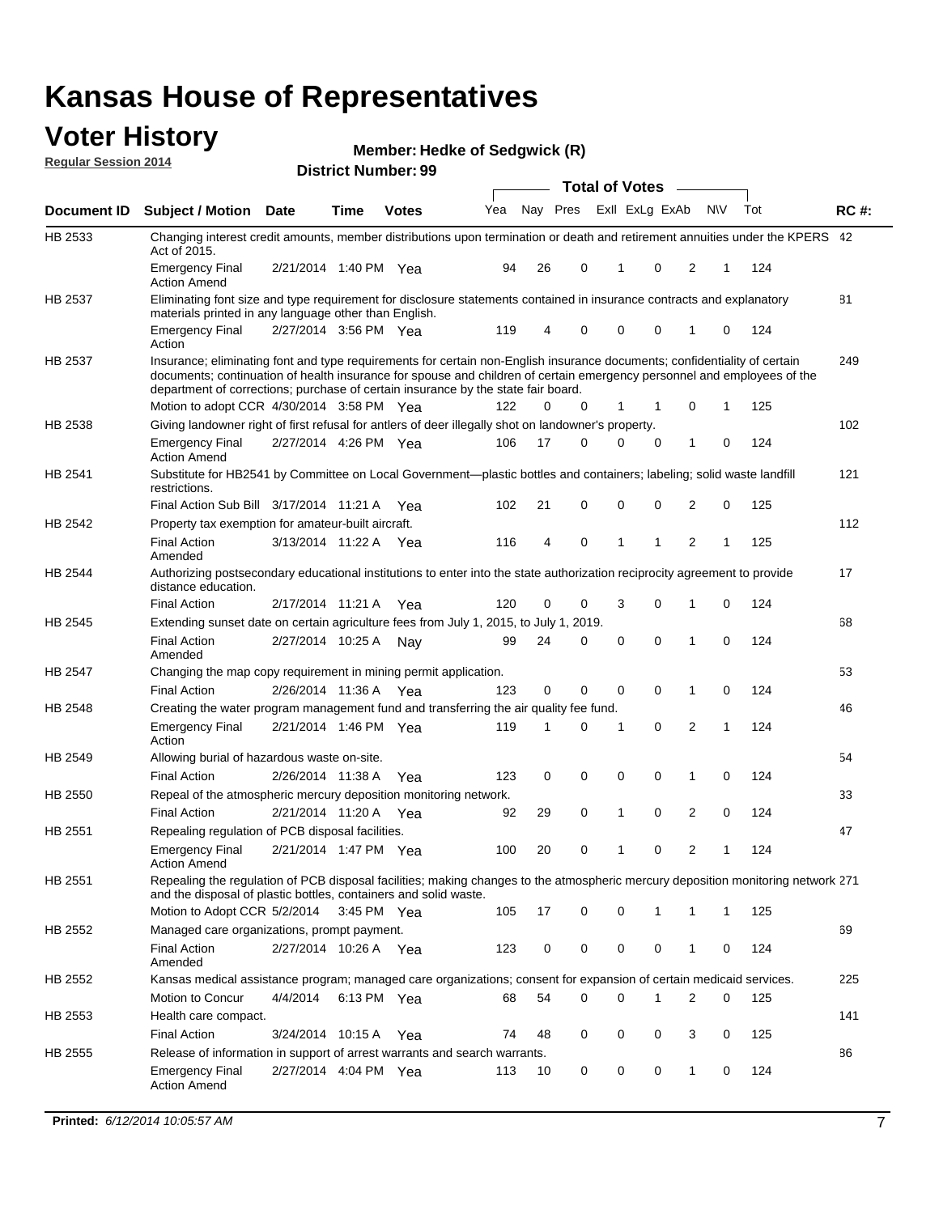# Kansas House of Representatives

## Voter History

**Regular Session 2014**

**Member: Hedke of Sedgwick (R)**

**District Number: 99**

| Document ID | Subject / Motion | Date | Time | Votes | Yea | Nay | Pres | ExII | ExLg | ExAb | N\V | Tot | RC #: |
|---|---|---|---|---|---|---|---|---|---|---|---|---|---|
| HB 2533 | Changing interest credit amounts, member distributions upon termination or death and retirement annuities under the KPERS Act of 2015. | | | | | | | | | | | | 42 |
| | Emergency Final Action Amend | 2/21/2014 | 1:40 PM | Yea | 94 | 26 | 0 | 1 | 0 | 2 | 1 | 124 | |
| HB 2537 | Eliminating font size and type requirement for disclosure statements contained in insurance contracts and explanatory materials printed in any language other than English. | | | | | | | | | | | | 81 |
| | Emergency Final Action | 2/27/2014 | 3:56 PM | Yea | 119 | 4 | 0 | 0 | 0 | 1 | 0 | 124 | |
| HB 2537 | Insurance; eliminating font and type requirements for certain non-English insurance documents; confidentiality of certain documents; continuation of health insurance for spouse and children of certain emergency personnel and employees of the department of corrections; purchase of certain insurance by the state fair board. | | | | | | | | | | | | 249 |
| | Motion to adopt CCR | 4/30/2014 | 3:58 PM | Yea | 122 | 0 | 0 | 1 | 1 | 0 | 1 | 125 | |
| HB 2538 | Giving landowner right of first refusal for antlers of deer illegally shot on landowner's property. | | | | | | | | | | | | 102 |
| | Emergency Final Action Amend | 2/27/2014 | 4:26 PM | Yea | 106 | 17 | 0 | 0 | 0 | 1 | 0 | 124 | |
| HB 2541 | Substitute for HB2541 by Committee on Local Government—plastic bottles and containers; labeling; solid waste landfill restrictions. | | | | | | | | | | | | 121 |
| | Final Action Sub Bill | 3/17/2014 | 11:21 A | Yea | 102 | 21 | 0 | 0 | 0 | 2 | 0 | 125 | |
| HB 2542 | Property tax exemption for amateur-built aircraft. | | | | | | | | | | | | 112 |
| | Final Action Amended | 3/13/2014 | 11:22 A | Yea | 116 | 4 | 0 | 1 | 1 | 2 | 1 | 125 | |
| HB 2544 | Authorizing postsecondary educational institutions to enter into the state authorization reciprocity agreement to provide distance education. | | | | | | | | | | | | 17 |
| | Final Action | 2/17/2014 | 11:21 A | Yea | 120 | 0 | 0 | 3 | 0 | 1 | 0 | 124 | |
| HB 2545 | Extending sunset date on certain agriculture fees from July 1, 2015, to July 1, 2019. | | | | | | | | | | | | 68 |
| | Final Action Amended | 2/27/2014 | 10:25 A | Nay | 99 | 24 | 0 | 0 | 0 | 1 | 0 | 124 | |
| HB 2547 | Changing the map copy requirement in mining permit application. | | | | | | | | | | | | 53 |
| | Final Action | 2/26/2014 | 11:36 A | Yea | 123 | 0 | 0 | 0 | 0 | 1 | 0 | 124 | |
| HB 2548 | Creating the water program management fund and transferring the air quality fee fund. | | | | | | | | | | | | 46 |
| | Emergency Final Action | 2/21/2014 | 1:46 PM | Yea | 119 | 1 | 0 | 1 | 0 | 2 | 1 | 124 | |
| HB 2549 | Allowing burial of hazardous waste on-site. | | | | | | | | | | | | 54 |
| | Final Action | 2/26/2014 | 11:38 A | Yea | 123 | 0 | 0 | 0 | 0 | 1 | 0 | 124 | |
| HB 2550 | Repeal of the atmospheric mercury deposition monitoring network. | | | | | | | | | | | | 33 |
| | Final Action | 2/21/2014 | 11:20 A | Yea | 92 | 29 | 0 | 1 | 0 | 2 | 0 | 124 | |
| HB 2551 | Repealing regulation of PCB disposal facilities. | | | | | | | | | | | | 47 |
| | Emergency Final Action Amend | 2/21/2014 | 1:47 PM | Yea | 100 | 20 | 0 | 1 | 0 | 2 | 1 | 124 | |
| HB 2551 | Repealing the regulation of PCB disposal facilities; making changes to the atmospheric mercury deposition monitoring network and the disposal of plastic bottles, containers and solid waste. | | | | | | | | | | | | 271 |
| | Motion to Adopt CCR | 5/2/2014 | 3:45 PM | Yea | 105 | 17 | 0 | 0 | 1 | 1 | 1 | 125 | |
| HB 2552 | Managed care organizations, prompt payment. | | | | | | | | | | | | 69 |
| | Final Action Amended | 2/27/2014 | 10:26 A | Yea | 123 | 0 | 0 | 0 | 0 | 1 | 0 | 124 | |
| HB 2552 | Kansas medical assistance program; managed care organizations; consent for expansion of certain medicaid services. | | | | | | | | | | | | 225 |
| | Motion to Concur | 4/4/2014 | 6:13 PM | Yea | 68 | 54 | 0 | 0 | 1 | 2 | 0 | 125 | |
| HB 2553 | Health care compact. | | | | | | | | | | | | 141 |
| | Final Action | 3/24/2014 | 10:15 A | Yea | 74 | 48 | 0 | 0 | 0 | 3 | 0 | 125 | |
| HB 2555 | Release of information in support of arrest warrants and search warrants. | | | | | | | | | | | | 86 |
| | Emergency Final Action Amend | 2/27/2014 | 4:04 PM | Yea | 113 | 10 | 0 | 0 | 0 | 1 | 0 | 124 | |

**Printed:** *6/12/2014 10:05:57 AM*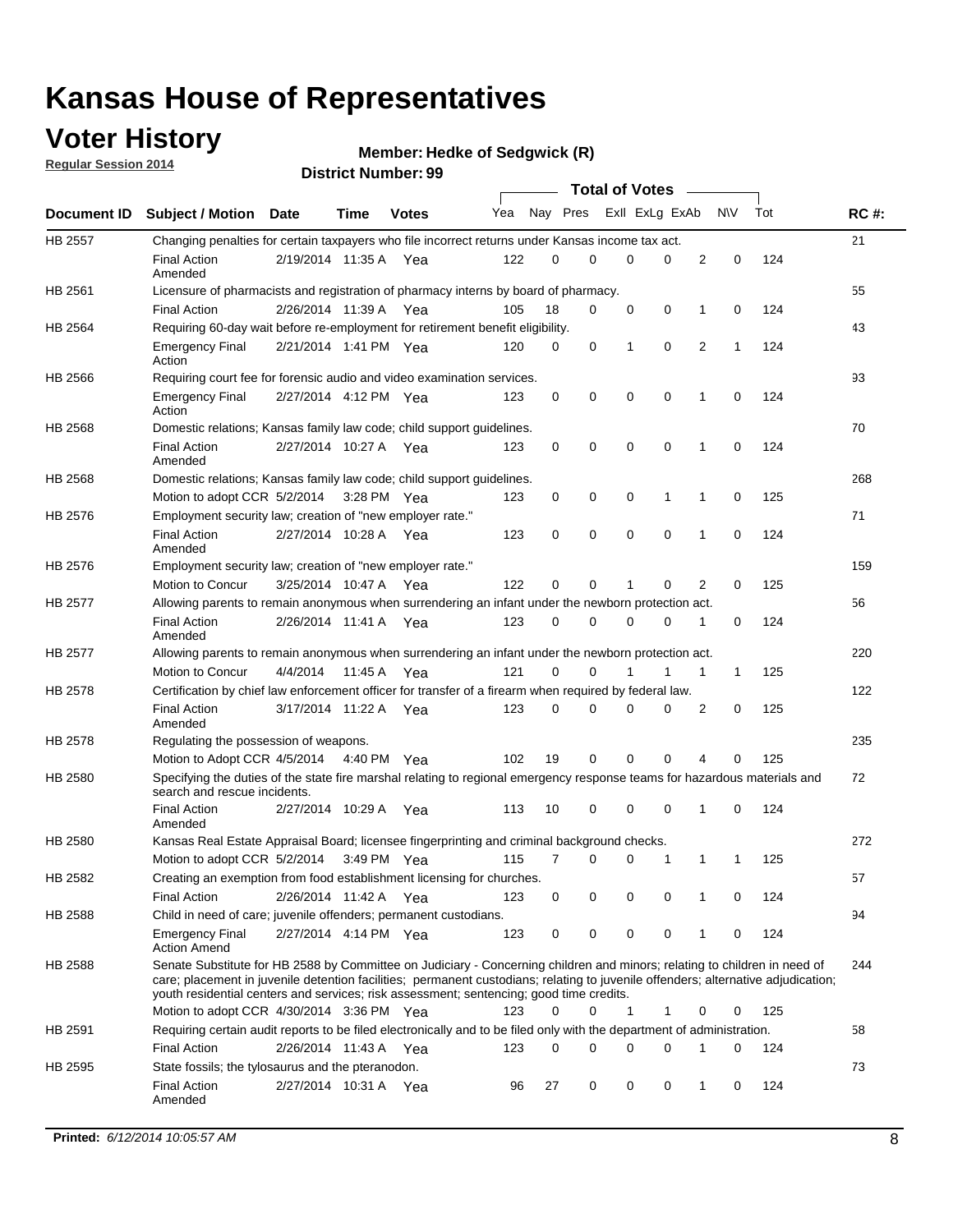# Kansas House of Representatives

## Voter History

**Regular Session 2014**

**Member: Hedke of Sedgwick (R)**

**District Number: 99**

| Document ID | Subject / Motion | Date | Time | Votes | Yea | Nay | Pres | ExII | ExLg | ExAb | N\V | Tot | RC #: |
|---|---|---|---|---|---|---|---|---|---|---|---|---|---|
| HB 2557 | Changing penalties for certain taxpayers who file incorrect returns under Kansas income tax act. | | | | | | | | | | | | 21 |
| | Final Action Amended | 2/19/2014 | 11:35 A | Yea | 122 | 0 | 0 | 0 | 0 | 2 | 0 | 124 | |
| HB 2561 | Licensure of pharmacists and registration of pharmacy interns by board of pharmacy. | | | | | | | | | | | | 55 |
| | Final Action | 2/26/2014 | 11:39 A | Yea | 105 | 18 | 0 | 0 | 0 | 1 | 0 | 124 | |
| HB 2564 | Requiring 60-day wait before re-employment for retirement benefit eligibility. | | | | | | | | | | | | 43 |
| | Emergency Final Action | 2/21/2014 | 1:41 PM | Yea | 120 | 0 | 0 | 1 | 0 | 2 | 1 | 124 | |
| HB 2566 | Requiring court fee for forensic audio and video examination services. | | | | | | | | | | | | 93 |
| | Emergency Final Action | 2/27/2014 | 4:12 PM | Yea | 123 | 0 | 0 | 0 | 0 | 1 | 0 | 124 | |
| HB 2568 | Domestic relations; Kansas family law code; child support guidelines. | | | | | | | | | | | | 70 |
| | Final Action Amended | 2/27/2014 | 10:27 A | Yea | 123 | 0 | 0 | 0 | 0 | 1 | 0 | 124 | |
| HB 2568 | Domestic relations; Kansas family law code; child support guidelines. | | | | | | | | | | | | 268 |
| | Motion to adopt CCR | 5/2/2014 | 3:28 PM | Yea | 123 | 0 | 0 | 0 | 1 | 1 | 0 | 125 | |
| HB 2576 | Employment security law; creation of "new employer rate." | | | | | | | | | | | | 71 |
| | Final Action Amended | 2/27/2014 | 10:28 A | Yea | 123 | 0 | 0 | 0 | 0 | 1 | 0 | 124 | |
| HB 2576 | Employment security law; creation of "new employer rate." | | | | | | | | | | | | 159 |
| | Motion to Concur | 3/25/2014 | 10:47 A | Yea | 122 | 0 | 0 | 1 | 0 | 2 | 0 | 125 | |
| HB 2577 | Allowing parents to remain anonymous when surrendering an infant under the newborn protection act. | | | | | | | | | | | | 56 |
| | Final Action Amended | 2/26/2014 | 11:41 A | Yea | 123 | 0 | 0 | 0 | 0 | 1 | 0 | 124 | |
| HB 2577 | Allowing parents to remain anonymous when surrendering an infant under the newborn protection act. | | | | | | | | | | | | 220 |
| | Motion to Concur | 4/4/2014 | 11:45 A | Yea | 121 | 0 | 0 | 1 | 1 | 1 | 1 | 125 | |
| HB 2578 | Certification by chief law enforcement officer for transfer of a firearm when required by federal law. | | | | | | | | | | | | 122 |
| | Final Action Amended | 3/17/2014 | 11:22 A | Yea | 123 | 0 | 0 | 0 | 0 | 2 | 0 | 125 | |
| HB 2578 | Regulating the possession of weapons. | | | | | | | | | | | | 235 |
| | Motion to Adopt CCR | 4/5/2014 | 4:40 PM | Yea | 102 | 19 | 0 | 0 | 0 | 4 | 0 | 125 | |
| HB 2580 | Specifying the duties of the state fire marshal relating to regional emergency response teams for hazardous materials and search and rescue incidents. | | | | | | | | | | | | 72 |
| | Final Action Amended | 2/27/2014 | 10:29 A | Yea | 113 | 10 | 0 | 0 | 0 | 1 | 0 | 124 | |
| HB 2580 | Kansas Real Estate Appraisal Board; licensee fingerprinting and criminal background checks. | | | | | | | | | | | | 272 |
| | Motion to adopt CCR | 5/2/2014 | 3:49 PM | Yea | 115 | 7 | 0 | 0 | 1 | 1 | 1 | 125 | |
| HB 2582 | Creating an exemption from food establishment licensing for churches. | | | | | | | | | | | | 57 |
| | Final Action | 2/26/2014 | 11:42 A | Yea | 123 | 0 | 0 | 0 | 0 | 1 | 0 | 124 | |
| HB 2588 | Child in need of care; juvenile offenders; permanent custodians. | | | | | | | | | | | | 94 |
| | Emergency Final Action Amend | 2/27/2014 | 4:14 PM | Yea | 123 | 0 | 0 | 0 | 0 | 1 | 0 | 124 | |
| HB 2588 | Senate Substitute for HB 2588 by Committee on Judiciary - Concerning children and minors; relating to children in need of care; placement in juvenile detention facilities; permanent custodians; relating to juvenile offenders; alternative adjudication; youth residential centers and services; risk assessment; sentencing; good time credits. | | | | | | | | | | | | 244 |
| | Motion to adopt CCR | 4/30/2014 | 3:36 PM | Yea | 123 | 0 | 0 | 1 | 1 | 0 | 0 | 125 | |
| HB 2591 | Requiring certain audit reports to be filed electronically and to be filed only with the department of administration. | | | | | | | | | | | | 58 |
| | Final Action | 2/26/2014 | 11:43 A | Yea | 123 | 0 | 0 | 0 | 0 | 1 | 0 | 124 | |
| HB 2595 | State fossils; the tylosaurus and the pteranodon. | | | | | | | | | | | | 73 |
| | Final Action Amended | 2/27/2014 | 10:31 A | Yea | 96 | 27 | 0 | 0 | 0 | 1 | 0 | 124 | |

**Printed:** *6/12/2014 10:05:57 AM*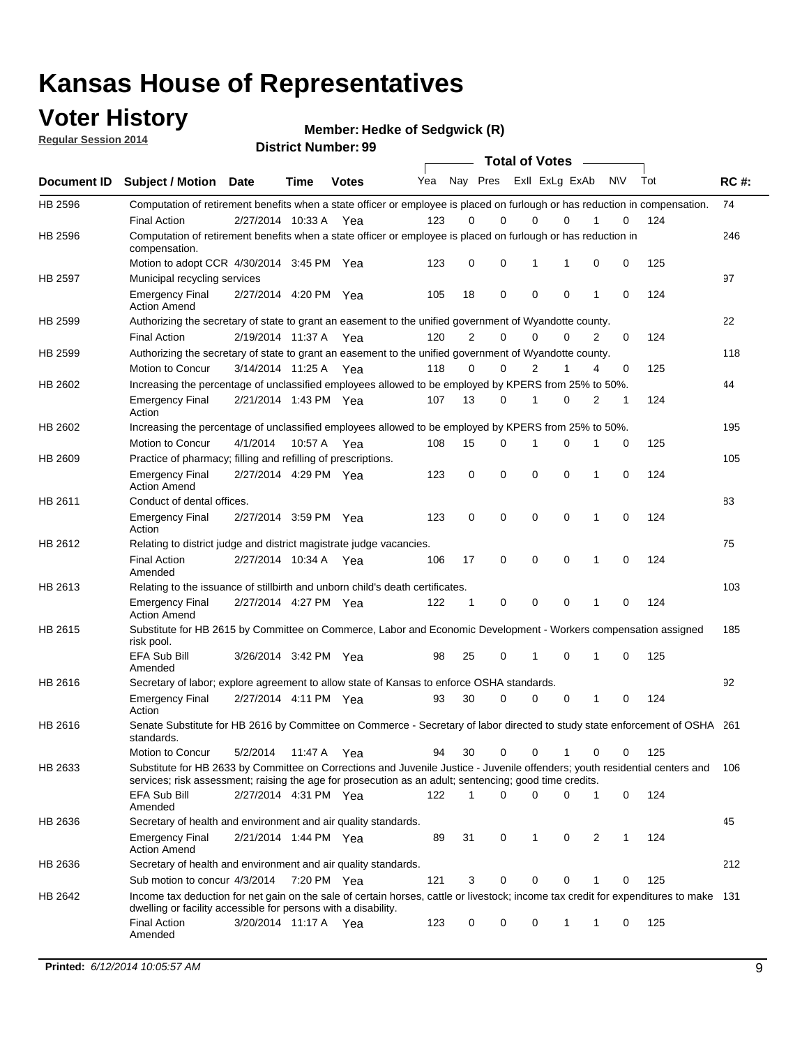# Kansas House of Representatives

## Voter History

**Regular Session 2014**

**Member: Hedke of Sedgwick (R)**

**District Number: 99**

| Document ID | Subject / Motion | Date | Time | Votes | Yea | Nay | Pres | ExlI | ExLg | ExAb | N\V | Tot | RC #: |
|---|---|---|---|---|---|---|---|---|---|---|---|---|---|
| HB 2596 | Computation of retirement benefits when a state officer or employee is placed on furlough or has reduction in compensation. | | | | | | | | | | | | 74 |
| | Final Action | 2/27/2014 | 10:33 A | Yea | 123 | 0 | 0 | 0 | 0 | 1 | 0 | 124 | |
| HB 2596 | Computation of retirement benefits when a state officer or employee is placed on furlough or has reduction in compensation. | | | | | | | | | | | | 246 |
| | Motion to adopt CCR | 4/30/2014 | 3:45 PM | Yea | 123 | 0 | 0 | 1 | 1 | 0 | 0 | 125 | |
| HB 2597 | Municipal recycling services | | | | | | | | | | | | 97 |
| | Emergency Final Action Amend | 2/27/2014 | 4:20 PM | Yea | 105 | 18 | 0 | 0 | 0 | 1 | 0 | 124 | |
| HB 2599 | Authorizing the secretary of state to grant an easement to the unified government of Wyandotte county. | | | | | | | | | | | | 22 |
| | Final Action | 2/19/2014 | 11:37 A | Yea | 120 | 2 | 0 | 0 | 0 | 2 | 0 | 124 | |
| HB 2599 | Authorizing the secretary of state to grant an easement to the unified government of Wyandotte county. | | | | | | | | | | | | 118 |
| | Motion to Concur | 3/14/2014 | 11:25 A | Yea | 118 | 0 | 0 | 2 | 1 | 4 | 0 | 125 | |
| HB 2602 | Increasing the percentage of unclassified employees allowed to be employed by KPERS from 25% to 50%. | | | | | | | | | | | | 44 |
| | Emergency Final Action | 2/21/2014 | 1:43 PM | Yea | 107 | 13 | 0 | 1 | 0 | 2 | 1 | 124 | |
| HB 2602 | Increasing the percentage of unclassified employees allowed to be employed by KPERS from 25% to 50%. | | | | | | | | | | | | 195 |
| | Motion to Concur | 4/1/2014 | 10:57 A | Yea | 108 | 15 | 0 | 1 | 0 | 1 | 0 | 125 | |
| HB 2609 | Practice of pharmacy; filling and refilling of prescriptions. | | | | | | | | | | | | 105 |
| | Emergency Final Action Amend | 2/27/2014 | 4:29 PM | Yea | 123 | 0 | 0 | 0 | 0 | 1 | 0 | 124 | |
| HB 2611 | Conduct of dental offices. | | | | | | | | | | | | 83 |
| | Emergency Final Action | 2/27/2014 | 3:59 PM | Yea | 123 | 0 | 0 | 0 | 0 | 1 | 0 | 124 | |
| HB 2612 | Relating to district judge and district magistrate judge vacancies. | | | | | | | | | | | | 75 |
| | Final Action Amended | 2/27/2014 | 10:34 A | Yea | 106 | 17 | 0 | 0 | 0 | 1 | 0 | 124 | |
| HB 2613 | Relating to the issuance of stillbirth and unborn child's death certificates. | | | | | | | | | | | | 103 |
| | Emergency Final Action Amend | 2/27/2014 | 4:27 PM | Yea | 122 | 1 | 0 | 0 | 0 | 1 | 0 | 124 | |
| HB 2615 | Substitute for HB 2615 by Committee on Commerce, Labor and Economic Development - Workers compensation assigned risk pool. | | | | | | | | | | | | 185 |
| | EFA Sub Bill Amended | 3/26/2014 | 3:42 PM | Yea | 98 | 25 | 0 | 1 | 0 | 1 | 0 | 125 | |
| HB 2616 | Secretary of labor; explore agreement to allow state of Kansas to enforce OSHA standards. | | | | | | | | | | | | 92 |
| | Emergency Final Action | 2/27/2014 | 4:11 PM | Yea | 93 | 30 | 0 | 0 | 0 | 1 | 0 | 124 | |
| HB 2616 | Senate Substitute for HB 2616 by Committee on Commerce - Secretary of labor directed to study state enforcement of OSHA standards. | | | | | | | | | | | | 261 |
| | Motion to Concur | 5/2/2014 | 11:47 A | Yea | 94 | 30 | 0 | 0 | 1 | 0 | 0 | 125 | |
| HB 2633 | Substitute for HB 2633 by Committee on Corrections and Juvenile Justice - Juvenile offenders; youth residential centers and services; risk assessment; raising the age for prosecution as an adult; sentencing; good time credits. | | | | | | | | | | | | 106 |
| | EFA Sub Bill Amended | 2/27/2014 | 4:31 PM | Yea | 122 | 1 | 0 | 0 | 0 | 1 | 0 | 124 | |
| HB 2636 | Secretary of health and environment and air quality standards. | | | | | | | | | | | | 45 |
| | Emergency Final Action Amend | 2/21/2014 | 1:44 PM | Yea | 89 | 31 | 0 | 1 | 0 | 2 | 1 | 124 | |
| HB 2636 | Secretary of health and environment and air quality standards. | | | | | | | | | | | | 212 |
| | Sub motion to concur | 4/3/2014 | 7:20 PM | Yea | 121 | 3 | 0 | 0 | 0 | 1 | 0 | 125 | |
| HB 2642 | Income tax deduction for net gain on the sale of certain horses, cattle or livestock; income tax credit for expenditures to make dwelling or facility accessible for persons with a disability. | | | | | | | | | | | | 131 |
| | Final Action Amended | 3/20/2014 | 11:17 A | Yea | 123 | 0 | 0 | 0 | 1 | 1 | 0 | 125 | |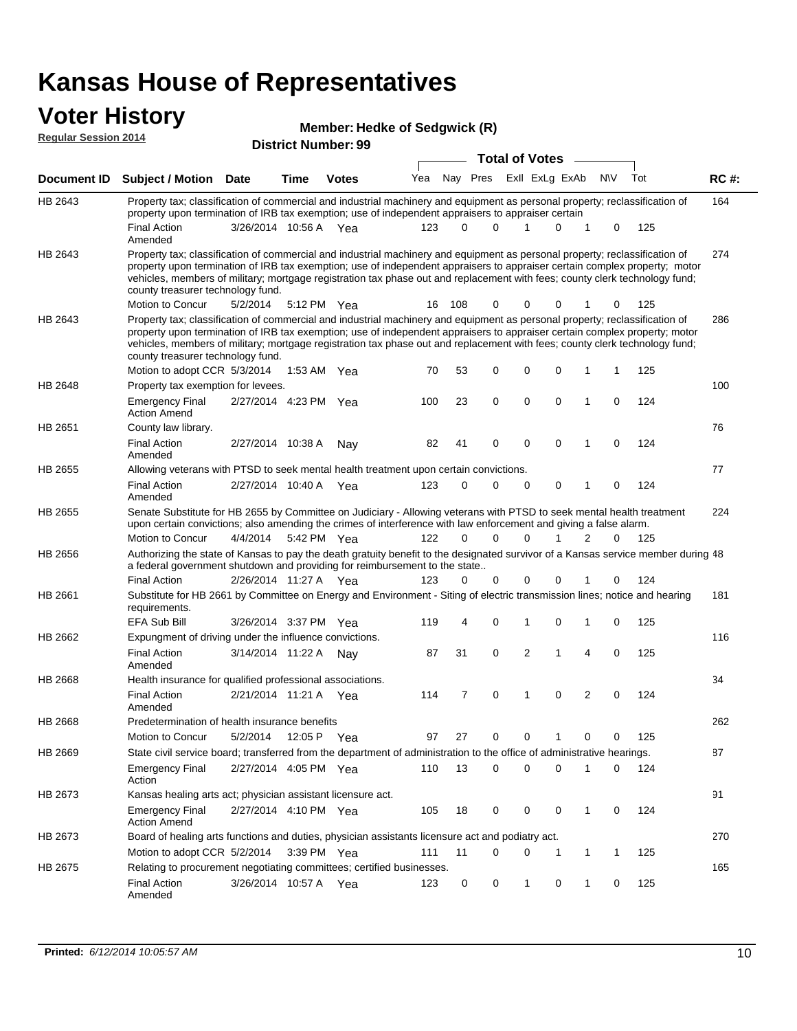# Kansas House of Representatives

## Voter History

**Regular Session 2014**

**Member: Hedke of Sedgwick (R)**

**District Number: 99**

| Document ID | Subject / Motion | Date | Time | Votes | Yea | Nay | Pres | ExII | ExLg | ExAb | N\V | Tot | RC #: |
|---|---|---|---|---|---|---|---|---|---|---|---|---|---|
| HB 2643 | Property tax; classification of commercial and industrial machinery and equipment as personal property; reclassification of property upon termination of IRB tax exemption; use of independent appraisers to appraiser certain | | | | | | | | | | | | 164 |
| | Final Action Amended | 3/26/2014 | 10:56 A | Yea | 123 | 0 | 0 | 1 | 0 | 1 | 0 | 125 | |
| HB 2643 | Property tax; classification of commercial and industrial machinery and equipment as personal property; reclassification of property upon termination of IRB tax exemption; use of independent appraisers to appraiser certain complex property; motor vehicles, members of military; mortgage registration tax phase out and replacement with fees; county clerk technology fund; county treasurer technology fund. | | | | | | | | | | | | 274 |
| | Motion to Concur | 5/2/2014 | 5:12 PM | Yea | 16 | 108 | 0 | 0 | 0 | 1 | 0 | 125 | |
| HB 2643 | Property tax; classification of commercial and industrial machinery and equipment as personal property; reclassification of property upon termination of IRB tax exemption; use of independent appraisers to appraiser certain complex property; motor vehicles, members of military; mortgage registration tax phase out and replacement with fees; county clerk technology fund; county treasurer technology fund. | | | | | | | | | | | | 286 |
| | Motion to adopt CCR | 5/3/2014 | 1:53 AM | Yea | 70 | 53 | 0 | 0 | 0 | 1 | 1 | 125 | |
| HB 2648 | Property tax exemption for levees. | | | | | | | | | | | | 100 |
| | Emergency Final Action Amend | 2/27/2014 | 4:23 PM | Yea | 100 | 23 | 0 | 0 | 0 | 1 | 0 | 124 | |
| HB 2651 | County law library. | | | | | | | | | | | | 76 |
| | Final Action Amended | 2/27/2014 | 10:38 A | Nay | 82 | 41 | 0 | 0 | 0 | 1 | 0 | 124 | |
| HB 2655 | Allowing veterans with PTSD to seek mental health treatment upon certain convictions. | | | | | | | | | | | | 77 |
| | Final Action Amended | 2/27/2014 | 10:40 A | Yea | 123 | 0 | 0 | 0 | 0 | 1 | 0 | 124 | |
| HB 2655 | Senate Substitute for HB 2655 by Committee on Judiciary - Allowing veterans with PTSD to seek mental health treatment upon certain convictions; also amending the crimes of interference with law enforcement and giving a false alarm. | | | | | | | | | | | | 224 |
| | Motion to Concur | 4/4/2014 | 5:42 PM | Yea | 122 | 0 | 0 | 0 | 1 | 2 | 0 | 125 | |
| HB 2656 | Authorizing the state of Kansas to pay the death gratuity benefit to the designated survivor of a Kansas service member during a federal government shutdown and providing for reimbursement to the state.. | | | | | | | | | | | | 48 |
| | Final Action | 2/26/2014 | 11:27 A | Yea | 123 | 0 | 0 | 0 | 0 | 1 | 0 | 124 | |
| HB 2661 | Substitute for HB 2661 by Committee on Energy and Environment - Siting of electric transmission lines; notice and hearing requirements. | | | | | | | | | | | | 181 |
| | EFA Sub Bill | 3/26/2014 | 3:37 PM | Yea | 119 | 4 | 0 | 1 | 0 | 1 | 0 | 125 | |
| HB 2662 | Expungment of driving under the influence convictions. | | | | | | | | | | | | 116 |
| | Final Action Amended | 3/14/2014 | 11:22 A | Nay | 87 | 31 | 0 | 2 | 1 | 4 | 0 | 125 | |
| HB 2668 | Health insurance for qualified professional associations. | | | | | | | | | | | | 34 |
| | Final Action Amended | 2/21/2014 | 11:21 A | Yea | 114 | 7 | 0 | 1 | 0 | 2 | 0 | 124 | |
| HB 2668 | Predetermination of health insurance benefits | | | | | | | | | | | | 262 |
| | Motion to Concur | 5/2/2014 | 12:05 P | Yea | 97 | 27 | 0 | 0 | 1 | 0 | 0 | 125 | |
| HB 2669 | State civil service board; transferred from the department of administration to the office of administrative hearings. | | | | | | | | | | | | 87 |
| | Emergency Final Action | 2/27/2014 | 4:05 PM | Yea | 110 | 13 | 0 | 0 | 0 | 1 | 0 | 124 | |
| HB 2673 | Kansas healing arts act; physician assistant licensure act. | | | | | | | | | | | | 91 |
| | Emergency Final Action Amend | 2/27/2014 | 4:10 PM | Yea | 105 | 18 | 0 | 0 | 0 | 1 | 0 | 124 | |
| HB 2673 | Board of healing arts functions and duties, physician assistants licensure act and podiatry act. | | | | | | | | | | | | 270 |
| | Motion to adopt CCR | 5/2/2014 | 3:39 PM | Yea | 111 | 11 | 0 | 0 | 1 | 1 | 1 | 125 | |
| HB 2675 | Relating to procurement negotiating committees; certified businesses. | | | | | | | | | | | | 165 |
| | Final Action Amended | 3/26/2014 | 10:57 A | Yea | 123 | 0 | 0 | 1 | 0 | 1 | 0 | 125 | |

**Printed:** *6/12/2014 10:05:57 AM*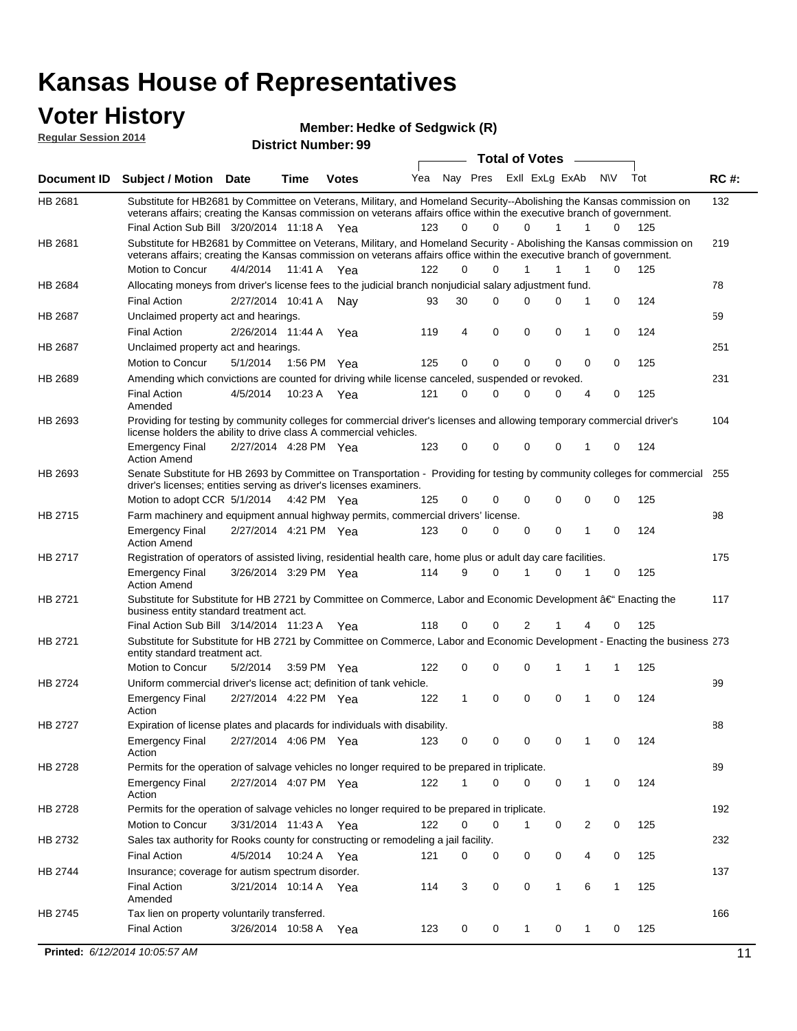# Kansas House of Representatives

## Voter History

**Regular Session 2014**

**Member: Hedke of Sedgwick (R)**

**District Number: 99**

| Document ID | Subject / Motion | Date | Time | Votes | Yea | Nay | Pres | ExII | ExLg | ExAb | N\V | Tot | RC #: |
|---|---|---|---|---|---|---|---|---|---|---|---|---|---|
| HB 2681 | Substitute for HB2681 by Committee on Veterans, Military, and Homeland Security--Abolishing the Kansas commission on veterans affairs; creating the Kansas commission on veterans affairs office within the executive branch of government. | | | | | | | | | | | | 132 |
| | Final Action Sub Bill | 3/20/2014 | 11:18 A | Yea | 123 | 0 | 0 | 0 | 1 | 1 | 0 | 125 | |
| HB 2681 | Substitute for HB2681 by Committee on Veterans, Military, and Homeland Security - Abolishing the Kansas commission on veterans affairs; creating the Kansas commission on veterans affairs office within the executive branch of government. | | | | | | | | | | | | 219 |
| | Motion to Concur | 4/4/2014 | 11:41 A | Yea | 122 | 0 | 0 | 1 | 1 | 1 | 0 | 125 | |
| HB 2684 | Allocating moneys from driver's license fees to the judicial branch nonjudicial salary adjustment fund. | | | | | | | | | | | | 78 |
| | Final Action | 2/27/2014 | 10:41 A | Nay | 93 | 30 | 0 | 0 | 0 | 1 | 0 | 124 | |
| HB 2687 | Unclaimed property act and hearings. | | | | | | | | | | | | 59 |
| | Final Action | 2/26/2014 | 11:44 A | Yea | 119 | 4 | 0 | 0 | 0 | 1 | 0 | 124 | |
| HB 2687 | Unclaimed property act and hearings. | | | | | | | | | | | | 251 |
| | Motion to Concur | 5/1/2014 | 1:56 PM | Yea | 125 | 0 | 0 | 0 | 0 | 0 | 0 | 125 | |
| HB 2689 | Amending which convictions are counted for driving while license canceled, suspended or revoked. | | | | | | | | | | | | 231 |
| | Final Action Amended | 4/5/2014 | 10:23 A | Yea | 121 | 0 | 0 | 0 | 0 | 4 | 0 | 125 | |
| HB 2693 | Providing for testing by community colleges for commercial driver's licenses and allowing temporary commercial driver's license holders the ability to drive class A commercial vehicles. | | | | | | | | | | | | 104 |
| | Emergency Final Action Amend | 2/27/2014 | 4:28 PM | Yea | 123 | 0 | 0 | 0 | 0 | 1 | 0 | 124 | |
| HB 2693 | Senate Substitute for HB 2693 by Committee on Transportation - Providing for testing by community colleges for commercial driver's licenses; entities serving as driver's licenses examiners. | | | | | | | | | | | | 255 |
| | Motion to adopt CCR | 5/1/2014 | 4:42 PM | Yea | 125 | 0 | 0 | 0 | 0 | 0 | 0 | 125 | |
| HB 2715 | Farm machinery and equipment annual highway permits, commercial drivers' license. | | | | | | | | | | | | 98 |
| | Emergency Final Action Amend | 2/27/2014 | 4:21 PM | Yea | 123 | 0 | 0 | 0 | 0 | 1 | 0 | 124 | |
| HB 2717 | Registration of operators of assisted living, residential health care, home plus or adult day care facilities. | | | | | | | | | | | | 175 |
| | Emergency Final Action Amend | 3/26/2014 | 3:29 PM | Yea | 114 | 9 | 0 | 1 | 0 | 1 | 0 | 125 | |
| HB 2721 | Substitute for Substitute for HB 2721 by Committee on Commerce, Labor and Economic Development â€" Enacting the business entity standard treatment act. | | | | | | | | | | | | 117 |
| | Final Action Sub Bill | 3/14/2014 | 11:23 A | Yea | 118 | 0 | 0 | 2 | 1 | 4 | 0 | 125 | |
| HB 2721 | Substitute for Substitute for HB 2721 by Committee on Commerce, Labor and Economic Development - Enacting the business entity standard treatment act. | | | | | | | | | | | | 273 |
| | Motion to Concur | 5/2/2014 | 3:59 PM | Yea | 122 | 0 | 0 | 0 | 1 | 1 | 1 | 125 | |
| HB 2724 | Uniform commercial driver's license act; definition of tank vehicle. | | | | | | | | | | | | 99 |
| | Emergency Final Action | 2/27/2014 | 4:22 PM | Yea | 122 | 1 | 0 | 0 | 0 | 1 | 0 | 124 | |
| HB 2727 | Expiration of license plates and placards for individuals with disability. | | | | | | | | | | | | 88 |
| | Emergency Final Action | 2/27/2014 | 4:06 PM | Yea | 123 | 0 | 0 | 0 | 0 | 1 | 0 | 124 | |
| HB 2728 | Permits for the operation of salvage vehicles no longer required to be prepared in triplicate. | | | | | | | | | | | | 89 |
| | Emergency Final Action | 2/27/2014 | 4:07 PM | Yea | 122 | 1 | 0 | 0 | 0 | 1 | 0 | 124 | |
| HB 2728 | Permits for the operation of salvage vehicles no longer required to be prepared in triplicate. | | | | | | | | | | | | 192 |
| | Motion to Concur | 3/31/2014 | 11:43 A | Yea | 122 | 0 | 0 | 1 | 0 | 2 | 0 | 125 | |
| HB 2732 | Sales tax authority for Rooks county for constructing or remodeling a jail facility. | | | | | | | | | | | | 232 |
| | Final Action | 4/5/2014 | 10:24 A | Yea | 121 | 0 | 0 | 0 | 0 | 4 | 0 | 125 | |
| HB 2744 | Insurance; coverage for autism spectrum disorder. | | | | | | | | | | | | 137 |
| | Final Action Amended | 3/21/2014 | 10:14 A | Yea | 114 | 3 | 0 | 0 | 1 | 6 | 1 | 125 | |
| HB 2745 | Tax lien on property voluntarily transferred. | | | | | | | | | | | | 166 |
| | Final Action | 3/26/2014 | 10:58 A | Yea | 123 | 0 | 0 | 1 | 0 | 1 | 0 | 125 | |

**Printed:** 6/12/2014 10:05:57 AM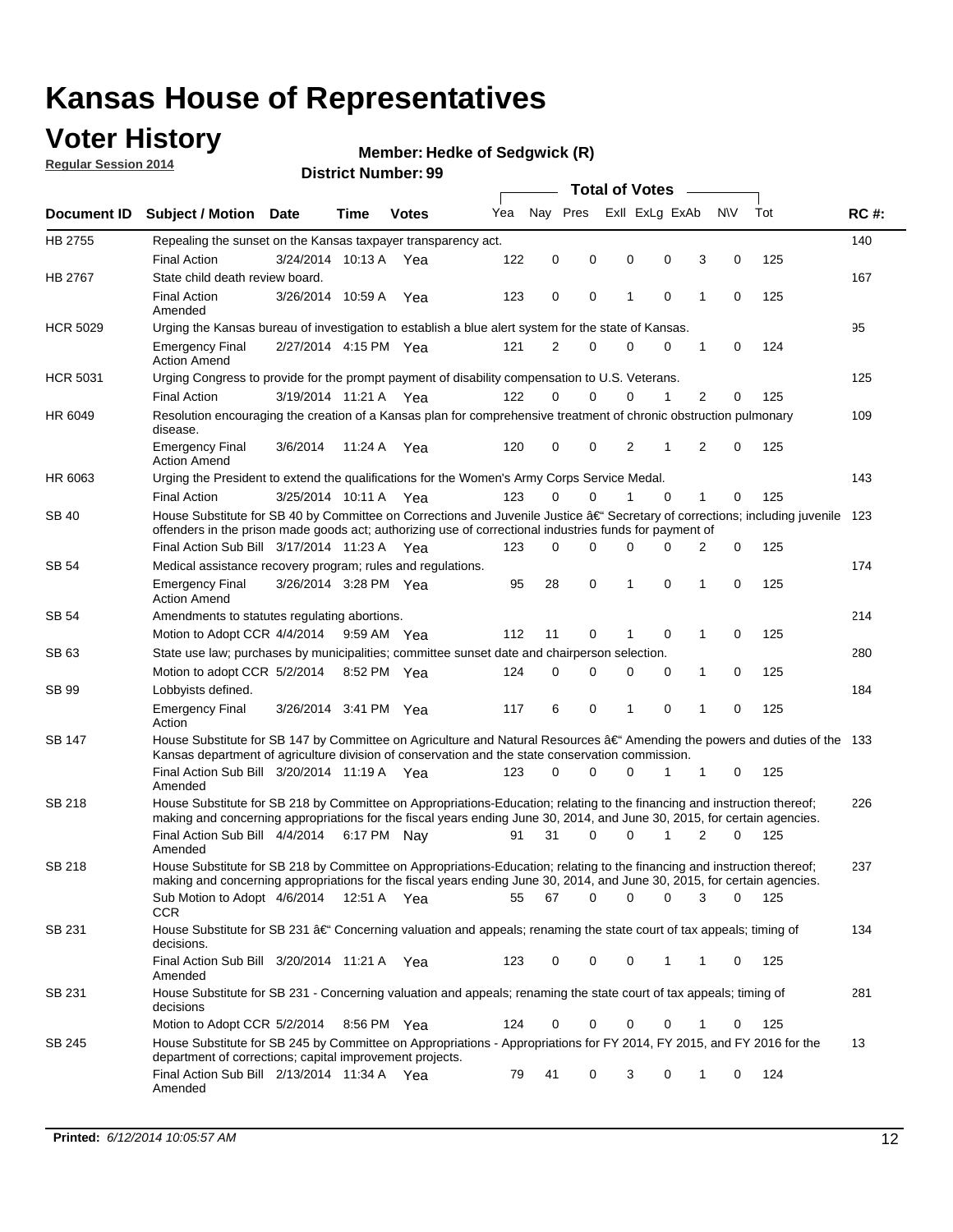# Kansas House of Representatives

## Voter History

**Regular Session 2014**

**Member: Hedke of Sedgwick (R)**

**District Number: 99**

| Document ID | Subject / Motion | Date | Time | Votes | Yea | Nay | Pres | ExII | ExLg | ExAb | N\V | Tot | RC #: |
|---|---|---|---|---|---|---|---|---|---|---|---|---|---|
| HB 2755 | Repealing the sunset on the Kansas taxpayer transparency act. | | | | | | | | | | | | 140 |
| | Final Action | 3/24/2014 | 10:13 A | Yea | 122 | 0 | 0 | 0 | 0 | 3 | 0 | 125 | |
| HB 2767 | State child death review board. | | | | | | | | | | | | 167 |
| | Final Action Amended | 3/26/2014 | 10:59 A | Yea | 123 | 0 | 0 | 1 | 0 | 1 | 0 | 125 | |
| HCR 5029 | Urging the Kansas bureau of investigation to establish a blue alert system for the state of Kansas. | | | | | | | | | | | | 95 |
| | Emergency Final Action Amend | 2/27/2014 | 4:15 PM | Yea | 121 | 2 | 0 | 0 | 0 | 1 | 0 | 124 | |
| HCR 5031 | Urging Congress to provide for the prompt payment of disability compensation to U.S. Veterans. | | | | | | | | | | | | 125 |
| | Final Action | 3/19/2014 | 11:21 A | Yea | 122 | 0 | 0 | 0 | 1 | 2 | 0 | 125 | |
| HR 6049 | Resolution encouraging the creation of a Kansas plan for comprehensive treatment of chronic obstruction pulmonary disease. | | | | | | | | | | | | 109 |
| | Emergency Final Action Amend | 3/6/2014 | 11:24 A | Yea | 120 | 0 | 0 | 2 | 1 | 2 | 0 | 125 | |
| HR 6063 | Urging the President to extend the qualifications for the Women's Army Corps Service Medal. | | | | | | | | | | | | 143 |
| | Final Action | 3/25/2014 | 10:11 A | Yea | 123 | 0 | 0 | 1 | 0 | 1 | 0 | 125 | |
| SB 40 | House Substitute for SB 40 by Committee on Corrections and Juvenile Justice â€“ Secretary of corrections; including juvenile offenders in the prison made goods act; authorizing use of correctional industries funds for payment of | | | | | | | | | | | | 123 |
| | Final Action Sub Bill | 3/17/2014 | 11:23 A | Yea | 123 | 0 | 0 | 0 | 0 | 2 | 0 | 125 | |
| SB 54 | Medical assistance recovery program; rules and regulations. | | | | | | | | | | | | 174 |
| | Emergency Final Action Amend | 3/26/2014 | 3:28 PM | Yea | 95 | 28 | 0 | 1 | 0 | 1 | 0 | 125 | |
| SB 54 | Amendments to statutes regulating abortions. | | | | | | | | | | | | 214 |
| | Motion to Adopt CCR | 4/4/2014 | 9:59 AM | Yea | 112 | 11 | 0 | 1 | 0 | 1 | 0 | 125 | |
| SB 63 | State use law; purchases by municipalities; committee sunset date and chairperson selection. | | | | | | | | | | | | 280 |
| | Motion to adopt CCR | 5/2/2014 | 8:52 PM | Yea | 124 | 0 | 0 | 0 | 0 | 1 | 0 | 125 | |
| SB 99 | Lobbyists defined. | | | | | | | | | | | | 184 |
| | Emergency Final Action | 3/26/2014 | 3:41 PM | Yea | 117 | 6 | 0 | 1 | 0 | 1 | 0 | 125 | |
| SB 147 | House Substitute for SB 147 by Committee on Agriculture and Natural Resources â€“ Amending the powers and duties of the Kansas department of agriculture division of conservation and the state conservation commission. | | | | | | | | | | | | 133 |
| | Final Action Sub Bill Amended | 3/20/2014 | 11:19 A | Yea | 123 | 0 | 0 | 0 | 1 | 1 | 0 | 125 | |
| SB 218 | House Substitute for SB 218 by Committee on Appropriations-Education; relating to the financing and instruction thereof; making and concerning appropriations for the fiscal years ending June 30, 2014, and June 30, 2015, for certain agencies. | | | | | | | | | | | | 226 |
| | Final Action Sub Bill Amended | 4/4/2014 | 6:17 PM | Nay | 91 | 31 | 0 | 0 | 1 | 2 | 0 | 125 | |
| SB 218 | House Substitute for SB 218 by Committee on Appropriations-Education; relating to the financing and instruction thereof; making and concerning appropriations for the fiscal years ending June 30, 2014, and June 30, 2015, for certain agencies. | | | | | | | | | | | | 237 |
| | Sub Motion to Adopt CCR | 4/6/2014 | 12:51 A | Yea | 55 | 67 | 0 | 0 | 0 | 3 | 0 | 125 | |
| SB 231 | House Substitute for SB 231 â€“ Concerning valuation and appeals; renaming the state court of tax appeals; timing of decisions. | | | | | | | | | | | | 134 |
| | Final Action Sub Bill Amended | 3/20/2014 | 11:21 A | Yea | 123 | 0 | 0 | 0 | 1 | 1 | 0 | 125 | |
| SB 231 | House Substitute for SB 231 - Concerning valuation and appeals; renaming the state court of tax appeals; timing of decisions | | | | | | | | | | | | 281 |
| | Motion to Adopt CCR | 5/2/2014 | 8:56 PM | Yea | 124 | 0 | 0 | 0 | 0 | 1 | 0 | 125 | |
| SB 245 | House Substitute for SB 245 by Committee on Appropriations - Appropriations for FY 2014, FY 2015, and FY 2016 for the department of corrections; capital improvement projects. | | | | | | | | | | | | 13 |
| | Final Action Sub Bill Amended | 2/13/2014 | 11:34 A | Yea | 79 | 41 | 0 | 3 | 0 | 1 | 0 | 124 | |

**Printed:** *6/12/2014 10:05:57 AM*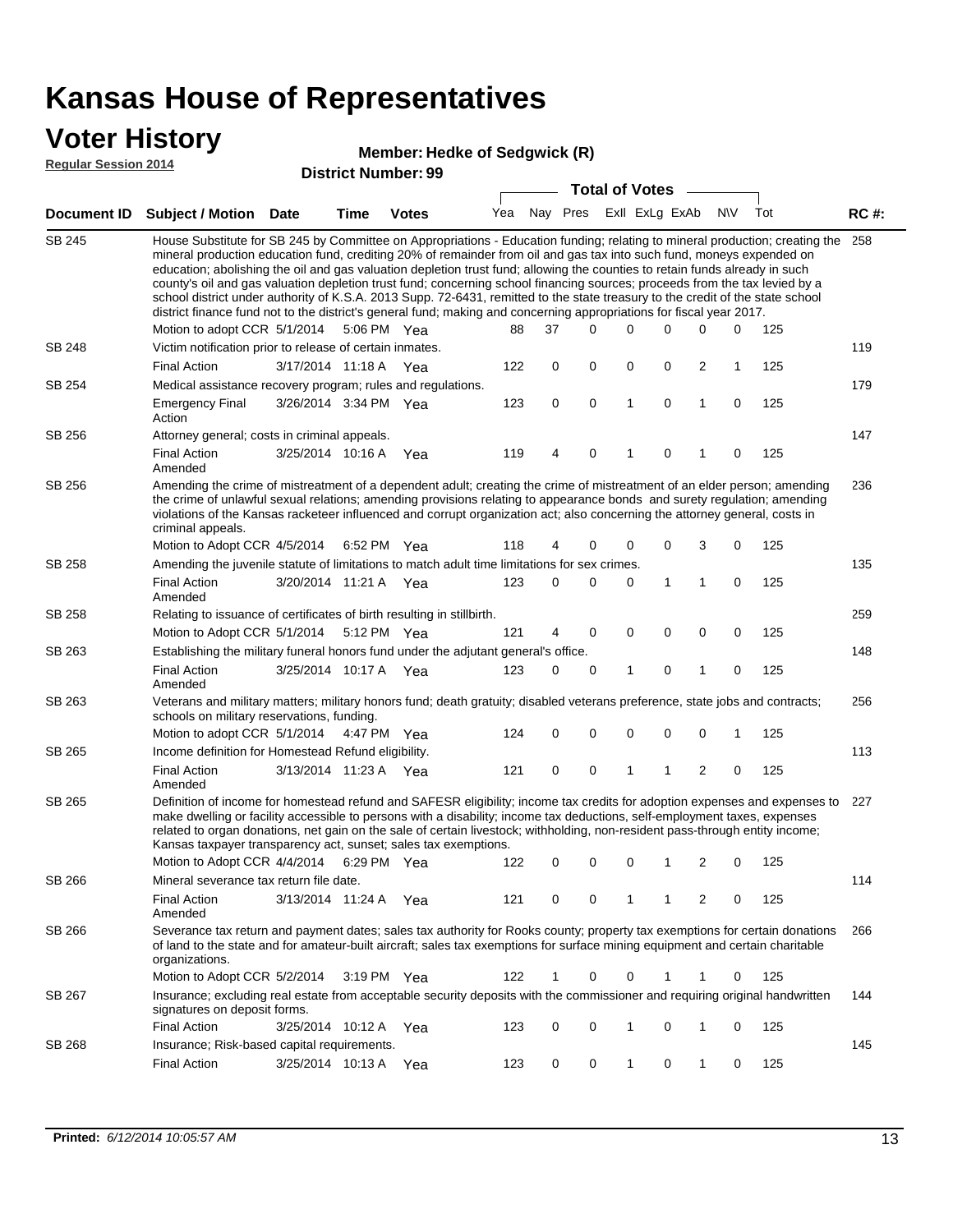# Kansas House of Representatives

## Voter History

**Regular Session 2014**

**Member: Hedke of Sedgwick (R)**

**District Number: 99**

| Document ID | Subject / Motion | Date | Time | Votes | Yea | Nay | Pres | ExII | ExLg | ExAb | N\V | Tot | RC #: |
|---|---|---|---|---|---|---|---|---|---|---|---|---|---|
| SB 245 | House Substitute for SB 245 by Committee on Appropriations - Education funding; relating to mineral production; creating the mineral production education fund, crediting 20% of remainder from oil and gas tax into such fund, moneys expended on education; abolishing the oil and gas valuation depletion trust fund; allowing the counties to retain funds already in such county's oil and gas valuation depletion trust fund; concerning school financing sources; proceeds from the tax levied by a school district under authority of K.S.A. 2013 Supp. 72-6431, remitted to the state treasury to the credit of the state school district finance fund not to the district's general fund; making and concerning appropriations for fiscal year 2017. | | | | | | | | | | | | 258 |
| | Motion to adopt CCR | 5/1/2014 | 5:06 PM | Yea | 88 | 37 | 0 | 0 | 0 | 0 | 0 | 125 | |
| SB 248 | Victim notification prior to release of certain inmates. | | | | | | | | | | | | 119 |
| | Final Action | 3/17/2014 | 11:18 A | Yea | 122 | 0 | 0 | 0 | 0 | 2 | 1 | 125 | |
| SB 254 | Medical assistance recovery program; rules and regulations. | | | | | | | | | | | | 179 |
| | Emergency Final Action | 3/26/2014 | 3:34 PM | Yea | 123 | 0 | 0 | 1 | 0 | 1 | 0 | 125 | |
| SB 256 | Attorney general; costs in criminal appeals. | | | | | | | | | | | | 147 |
| | Final Action Amended | 3/25/2014 | 10:16 A | Yea | 119 | 4 | 0 | 1 | 0 | 1 | 0 | 125 | |
| SB 256 | Amending the crime of mistreatment of a dependent adult; creating the crime of mistreatment of an elder person; amending the crime of unlawful sexual relations; amending provisions relating to appearance bonds and surety regulation; amending violations of the Kansas racketeer influenced and corrupt organization act; also concerning the attorney general, costs in criminal appeals. | | | | | | | | | | | | 236 |
| | Motion to Adopt CCR | 4/5/2014 | 6:52 PM | Yea | 118 | 4 | 0 | 0 | 0 | 3 | 0 | 125 | |
| SB 258 | Amending the juvenile statute of limitations to match adult time limitations for sex crimes. | | | | | | | | | | | | 135 |
| | Final Action Amended | 3/20/2014 | 11:21 A | Yea | 123 | 0 | 0 | 0 | 1 | 1 | 0 | 125 | |
| SB 258 | Relating to issuance of certificates of birth resulting in stillbirth. | | | | | | | | | | | | 259 |
| | Motion to Adopt CCR | 5/1/2014 | 5:12 PM | Yea | 121 | 4 | 0 | 0 | 0 | 0 | 0 | 125 | |
| SB 263 | Establishing the military funeral honors fund under the adjutant general's office. | | | | | | | | | | | | 148 |
| | Final Action Amended | 3/25/2014 | 10:17 A | Yea | 123 | 0 | 0 | 1 | 0 | 1 | 0 | 125 | |
| SB 263 | Veterans and military matters; military honors fund; death gratuity; disabled veterans preference, state jobs and contracts; schools on military reservations, funding. | | | | | | | | | | | | 256 |
| | Motion to adopt CCR | 5/1/2014 | 4:47 PM | Yea | 124 | 0 | 0 | 0 | 0 | 0 | 1 | 125 | |
| SB 265 | Income definition for Homestead Refund eligibility. | | | | | | | | | | | | 113 |
| | Final Action Amended | 3/13/2014 | 11:23 A | Yea | 121 | 0 | 0 | 1 | 1 | 2 | 0 | 125 | |
| SB 265 | Definition of income for homestead refund and SAFESR eligibility; income tax credits for adoption expenses and expenses to make dwelling or facility accessible to persons with a disability; income tax deductions, self-employment taxes, expenses related to organ donations, net gain on the sale of certain livestock; withholding, non-resident pass-through entity income; Kansas taxpayer transparency act, sunset; sales tax exemptions. | | | | | | | | | | | | 227 |
| | Motion to Adopt CCR | 4/4/2014 | 6:29 PM | Yea | 122 | 0 | 0 | 0 | 1 | 2 | 0 | 125 | |
| SB 266 | Mineral severance tax return file date. | | | | | | | | | | | | 114 |
| | Final Action Amended | 3/13/2014 | 11:24 A | Yea | 121 | 0 | 0 | 1 | 1 | 2 | 0 | 125 | |
| SB 266 | Severance tax return and payment dates; sales tax authority for Rooks county; property tax exemptions for certain donations of land to the state and for amateur-built aircraft; sales tax exemptions for surface mining equipment and certain charitable organizations. | | | | | | | | | | | | 266 |
| | Motion to Adopt CCR | 5/2/2014 | 3:19 PM | Yea | 122 | 1 | 0 | 0 | 1 | 1 | 0 | 125 | |
| SB 267 | Insurance; excluding real estate from acceptable security deposits with the commissioner and requiring original handwritten signatures on deposit forms. | | | | | | | | | | | | 144 |
| | Final Action | 3/25/2014 | 10:12 A | Yea | 123 | 0 | 0 | 1 | 0 | 1 | 0 | 125 | |
| SB 268 | Insurance; Risk-based capital requirements. | | | | | | | | | | | | 145 |
| | Final Action | 3/25/2014 | 10:13 A | Yea | 123 | 0 | 0 | 1 | 0 | 1 | 0 | 125 | |

**Printed:** *6/12/2014 10:05:57 AM*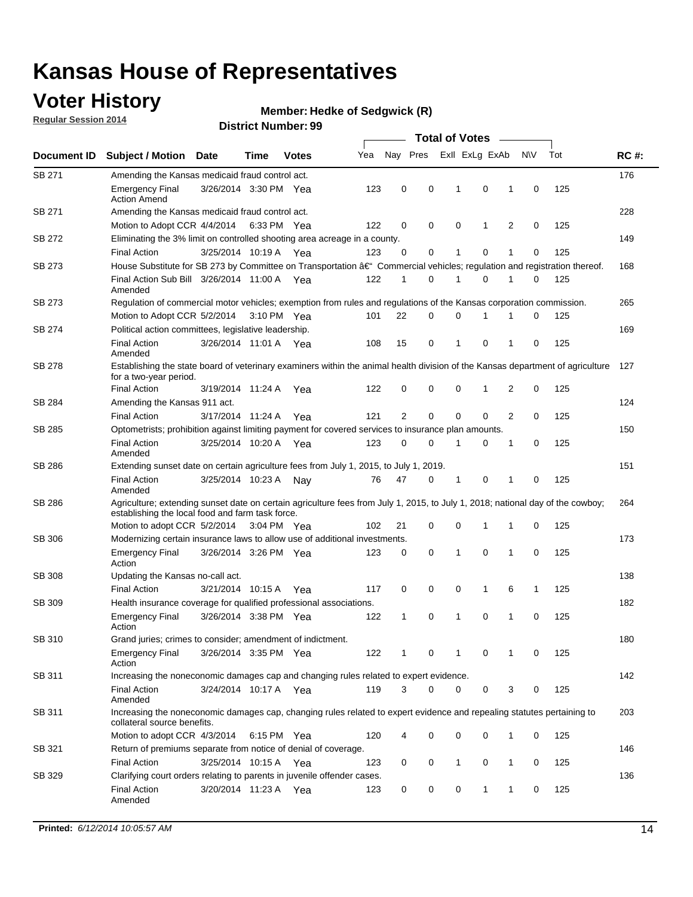# Kansas House of Representatives

## Voter History

**Regular Session 2014**

**Member: Hedke of Sedgwick (R)**

**District Number: 99**

| Document ID | Subject / Motion | Date | Time | Votes | Yea | Nay | Pres | ExII | ExLg | ExAb | N\V | Tot | RC #: |
|---|---|---|---|---|---|---|---|---|---|---|---|---|---|
| SB 271 | Amending the Kansas medicaid fraud control act. | | | | | | | | | | | | 176 |
| | Emergency Final Action Amend | 3/26/2014 | 3:30 PM | Yea | 123 | 0 | 0 | 1 | 0 | 1 | 0 | 125 | |
| SB 271 | Amending the Kansas medicaid fraud control act. | | | | | | | | | | | | 228 |
| | Motion to Adopt CCR | 4/4/2014 | 6:33 PM | Yea | 122 | 0 | 0 | 0 | 1 | 2 | 0 | 125 | |
| SB 272 | Eliminating the 3% limit on controlled shooting area acreage in a county. | | | | | | | | | | | | 149 |
| | Final Action | 3/25/2014 | 10:19 A | Yea | 123 | 0 | 0 | 1 | 0 | 1 | 0 | 125 | |
| SB 273 | House Substitute for SB 273 by Committee on Transportation â€" Commercial vehicles; regulation and registration thereof. | | | | | | | | | | | | 168 |
| | Final Action Sub Bill Amended | 3/26/2014 | 11:00 A | Yea | 122 | 1 | 0 | 1 | 0 | 1 | 0 | 125 | |
| SB 273 | Regulation of commercial motor vehicles; exemption from rules and regulations of the Kansas corporation commission. | | | | | | | | | | | | 265 |
| | Motion to Adopt CCR | 5/2/2014 | 3:10 PM | Yea | 101 | 22 | 0 | 0 | 1 | 1 | 0 | 125 | |
| SB 274 | Political action committees, legislative leadership. | | | | | | | | | | | | 169 |
| | Final Action Amended | 3/26/2014 | 11:01 A | Yea | 108 | 15 | 0 | 1 | 0 | 1 | 0 | 125 | |
| SB 278 | Establishing the state board of veterinary examiners within the animal health division of the Kansas department of agriculture for a two-year period. | | | | | | | | | | | | 127 |
| | Final Action | 3/19/2014 | 11:24 A | Yea | 122 | 0 | 0 | 0 | 1 | 2 | 0 | 125 | |
| SB 284 | Amending the Kansas 911 act. | | | | | | | | | | | | 124 |
| | Final Action | 3/17/2014 | 11:24 A | Yea | 121 | 2 | 0 | 0 | 0 | 2 | 0 | 125 | |
| SB 285 | Optometrists; prohibition against limiting payment for covered services to insurance plan amounts. | | | | | | | | | | | | 150 |
| | Final Action Amended | 3/25/2014 | 10:20 A | Yea | 123 | 0 | 0 | 1 | 0 | 1 | 0 | 125 | |
| SB 286 | Extending sunset date on certain agriculture fees from July 1, 2015, to July 1, 2019. | | | | | | | | | | | | 151 |
| | Final Action Amended | 3/25/2014 | 10:23 A | Nay | 76 | 47 | 0 | 1 | 0 | 1 | 0 | 125 | |
| SB 286 | Agriculture; extending sunset date on certain agriculture fees from July 1, 2015, to July 1, 2018; national day of the cowboy; establishing the local food and farm task force. | | | | | | | | | | | | 264 |
| | Motion to adopt CCR | 5/2/2014 | 3:04 PM | Yea | 102 | 21 | 0 | 0 | 1 | 1 | 0 | 125 | |
| SB 306 | Modernizing certain insurance laws to allow use of additional investments. | | | | | | | | | | | | 173 |
| | Emergency Final Action | 3/26/2014 | 3:26 PM | Yea | 123 | 0 | 0 | 1 | 0 | 1 | 0 | 125 | |
| SB 308 | Updating the Kansas no-call act. | | | | | | | | | | | | 138 |
| | Final Action | 3/21/2014 | 10:15 A | Yea | 117 | 0 | 0 | 0 | 1 | 6 | 1 | 125 | |
| SB 309 | Health insurance coverage for qualified professional associations. | | | | | | | | | | | | 182 |
| | Emergency Final Action | 3/26/2014 | 3:38 PM | Yea | 122 | 1 | 0 | 1 | 0 | 1 | 0 | 125 | |
| SB 310 | Grand juries; crimes to consider; amendment of indictment. | | | | | | | | | | | | 180 |
| | Emergency Final Action | 3/26/2014 | 3:35 PM | Yea | 122 | 1 | 0 | 1 | 0 | 1 | 0 | 125 | |
| SB 311 | Increasing the noneconomic damages cap and changing rules related to expert evidence. | | | | | | | | | | | | 142 |
| | Final Action Amended | 3/24/2014 | 10:17 A | Yea | 119 | 3 | 0 | 0 | 0 | 3 | 0 | 125 | |
| SB 311 | Increasing the noneconomic damages cap, changing rules related to expert evidence and repealing statutes pertaining to collateral source benefits. | | | | | | | | | | | | 203 |
| | Motion to adopt CCR | 4/3/2014 | 6:15 PM | Yea | 120 | 4 | 0 | 0 | 0 | 1 | 0 | 125 | |
| SB 321 | Return of premiums separate from notice of denial of coverage. | | | | | | | | | | | | 146 |
| | Final Action | 3/25/2014 | 10:15 A | Yea | 123 | 0 | 0 | 1 | 0 | 1 | 0 | 125 | |
| SB 329 | Clarifying court orders relating to parents in juvenile offender cases. | | | | | | | | | | | | 136 |
| | Final Action Amended | 3/20/2014 | 11:23 A | Yea | 123 | 0 | 0 | 0 | 1 | 1 | 0 | 125 | |

**Printed:** *6/12/2014 10:05:57 AM*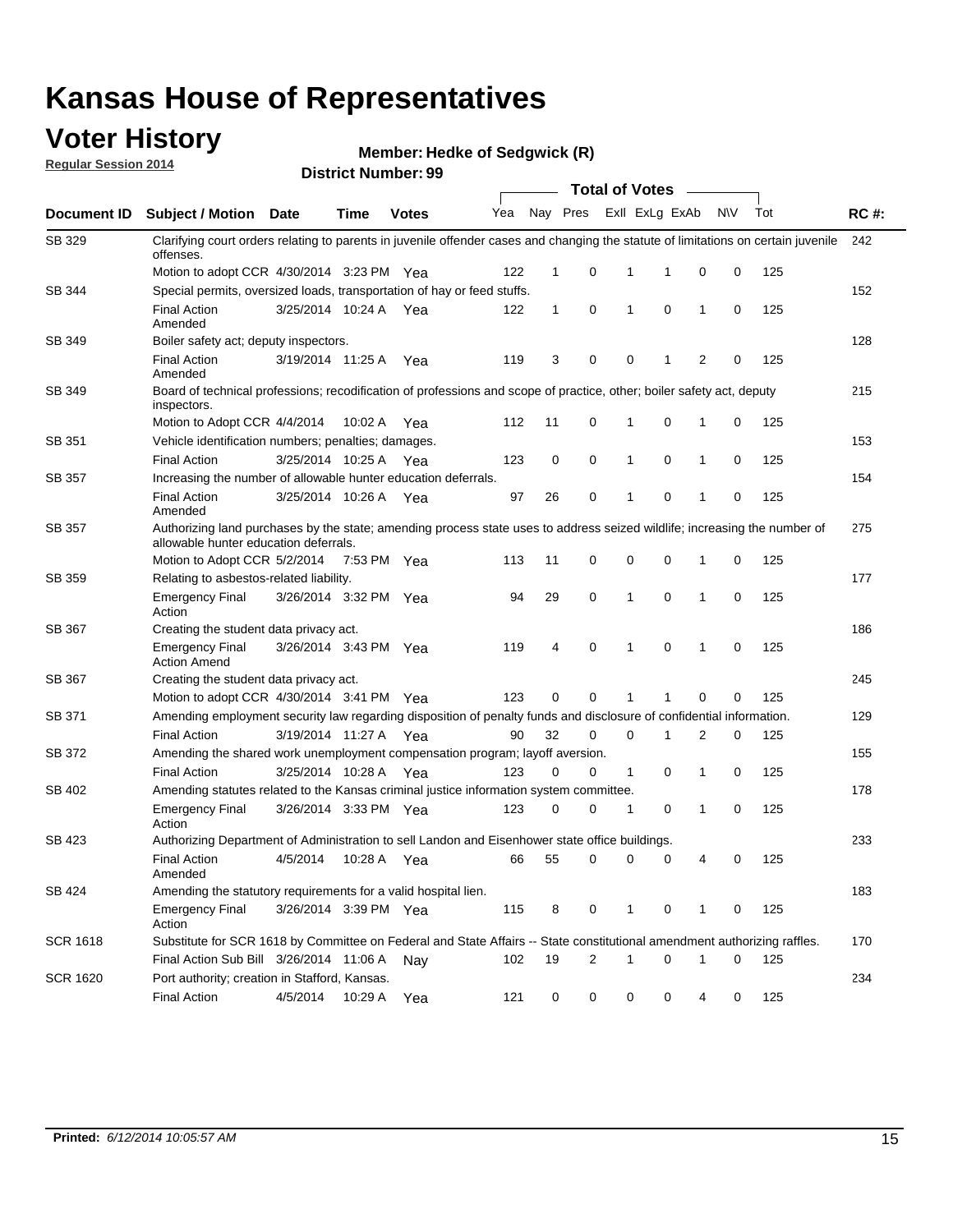# Kansas House of Representatives

## Voter History

**Regular Session 2014**

**Member: Hedke of Sedgwick (R)**

**District Number: 99**

| Document ID | Subject / Motion | Date | Time | Votes | Yea | Nay | Pres | ExII | ExLg | ExAb | N\V | Tot | RC #: |
|---|---|---|---|---|---|---|---|---|---|---|---|---|---|
| SB 329 | Clarifying court orders relating to parents in juvenile offender cases and changing the statute of limitations on certain juvenile offenses. | | | | | | | | | | | | 242 |
| | Motion to adopt CCR | 4/30/2014 | 3:23 PM | Yea | 122 | 1 | 0 | 1 | 1 | 0 | 0 | 125 | |
| SB 344 | Special permits, oversized loads, transportation of hay or feed stuffs. | | | | | | | | | | | | 152 |
| | Final Action Amended | 3/25/2014 | 10:24 A | Yea | 122 | 1 | 0 | 1 | 0 | 1 | 0 | 125 | |
| SB 349 | Boiler safety act; deputy inspectors. | | | | | | | | | | | | 128 |
| | Final Action Amended | 3/19/2014 | 11:25 A | Yea | 119 | 3 | 0 | 0 | 1 | 2 | 0 | 125 | |
| SB 349 | Board of technical professions; recodification of professions and scope of practice, other; boiler safety act, deputy inspectors. | | | | | | | | | | | | 215 |
| | Motion to Adopt CCR | 4/4/2014 | 10:02 A | Yea | 112 | 11 | 0 | 1 | 0 | 1 | 0 | 125 | |
| SB 351 | Vehicle identification numbers; penalties; damages. | | | | | | | | | | | | 153 |
| | Final Action | 3/25/2014 | 10:25 A | Yea | 123 | 0 | 0 | 1 | 0 | 1 | 0 | 125 | |
| SB 357 | Increasing the number of allowable hunter education deferrals. | | | | | | | | | | | | 154 |
| | Final Action Amended | 3/25/2014 | 10:26 A | Yea | 97 | 26 | 0 | 1 | 0 | 1 | 0 | 125 | |
| SB 357 | Authorizing land purchases by the state; amending process state uses to address seized wildlife; increasing the number of allowable hunter education deferrals. | | | | | | | | | | | | 275 |
| | Motion to Adopt CCR | 5/2/2014 | 7:53 PM | Yea | 113 | 11 | 0 | 0 | 0 | 1 | 0 | 125 | |
| SB 359 | Relating to asbestos-related liability. | | | | | | | | | | | | 177 |
| | Emergency Final Action | 3/26/2014 | 3:32 PM | Yea | 94 | 29 | 0 | 1 | 0 | 1 | 0 | 125 | |
| SB 367 | Creating the student data privacy act. | | | | | | | | | | | | 186 |
| | Emergency Final Action Amend | 3/26/2014 | 3:43 PM | Yea | 119 | 4 | 0 | 1 | 0 | 1 | 0 | 125 | |
| SB 367 | Creating the student data privacy act. | | | | | | | | | | | | 245 |
| | Motion to adopt CCR | 4/30/2014 | 3:41 PM | Yea | 123 | 0 | 0 | 1 | 1 | 0 | 0 | 125 | |
| SB 371 | Amending employment security law regarding disposition of penalty funds and disclosure of confidential information. | | | | | | | | | | | | 129 |
| | Final Action | 3/19/2014 | 11:27 A | Yea | 90 | 32 | 0 | 0 | 1 | 2 | 0 | 125 | |
| SB 372 | Amending the shared work unemployment compensation program; layoff aversion. | | | | | | | | | | | | 155 |
| | Final Action | 3/25/2014 | 10:28 A | Yea | 123 | 0 | 0 | 1 | 0 | 1 | 0 | 125 | |
| SB 402 | Amending statutes related to the Kansas criminal justice information system committee. | | | | | | | | | | | | 178 |
| | Emergency Final Action | 3/26/2014 | 3:33 PM | Yea | 123 | 0 | 0 | 1 | 0 | 1 | 0 | 125 | |
| SB 423 | Authorizing Department of Administration to sell Landon and Eisenhower state office buildings. | | | | | | | | | | | | 233 |
| | Final Action Amended | 4/5/2014 | 10:28 A | Yea | 66 | 55 | 0 | 0 | 0 | 4 | 0 | 125 | |
| SB 424 | Amending the statutory requirements for a valid hospital lien. | | | | | | | | | | | | 183 |
| | Emergency Final Action | 3/26/2014 | 3:39 PM | Yea | 115 | 8 | 0 | 1 | 0 | 1 | 0 | 125 | |
| SCR 1618 | Substitute for SCR 1618 by Committee on Federal and State Affairs -- State constitutional amendment authorizing raffles. | | | | | | | | | | | | 170 |
| | Final Action Sub Bill | 3/26/2014 | 11:06 A | Nay | 102 | 19 | 2 | 1 | 0 | 1 | 0 | 125 | |
| SCR 1620 | Port authority; creation in Stafford, Kansas. | | | | | | | | | | | | 234 |
| | Final Action | 4/5/2014 | 10:29 A | Yea | 121 | 0 | 0 | 0 | 0 | 4 | 0 | 125 | |

**Printed:** *6/12/2014 10:05:57 AM*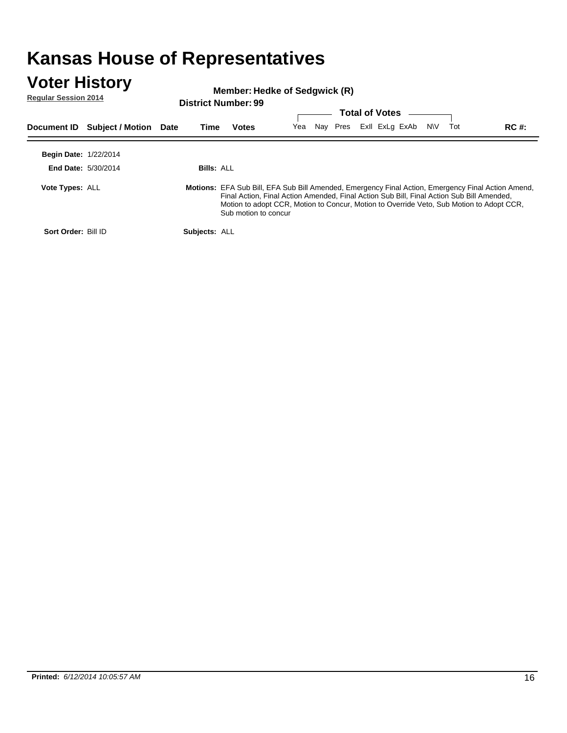# Kansas House of Representatives

## Voter History

**Regular Session 2014**

**Member: Hedke of Sedgwick (R)**

**District Number: 99**

| Document ID | Subject / Motion | Date | Time | Votes | Total of Votes: Yea | Nay | Pres | ExII | ExLg | ExAb | N\V | Tot | RC #: |
|---|---|---|---|---|---|---|---|---|---|---|---|---|---|

**Begin Date:** 1/22/2014

**End Date:** 5/30/2014

**Bills:** ALL

**Vote Types:** ALL

**Motions:** EFA Sub Bill, EFA Sub Bill Amended, Emergency Final Action, Emergency Final Action Amend, Final Action, Final Action Amended, Final Action Sub Bill, Final Action Sub Bill Amended, Motion to adopt CCR, Motion to Concur, Motion to Override Veto, Sub Motion to Adopt CCR, Sub motion to concur

**Sort Order:** Bill ID

**Subjects:** ALL

**Printed:** *6/12/2014 10:05:57 AM*